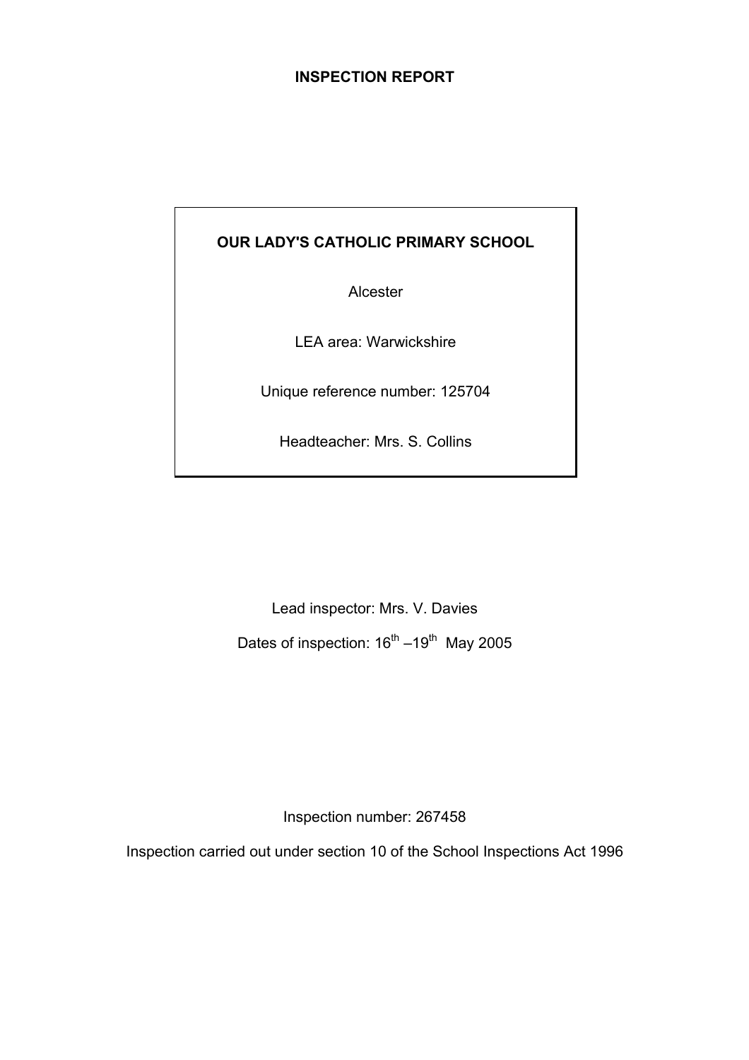# INSPECTION REPORT

**OUR LADY'S CATHOLIC PRIMARY SCHOOL**

Alcester

LEA area: Warwickshire

Unique reference number: 125704

Headteacher: Mrs. S. Collins

Lead inspector: Mrs. V. Davies

Dates of inspection: 16th – 19th May 2005

Inspection number: 267458

Inspection carried out under section 10 of the School Inspections Act 1996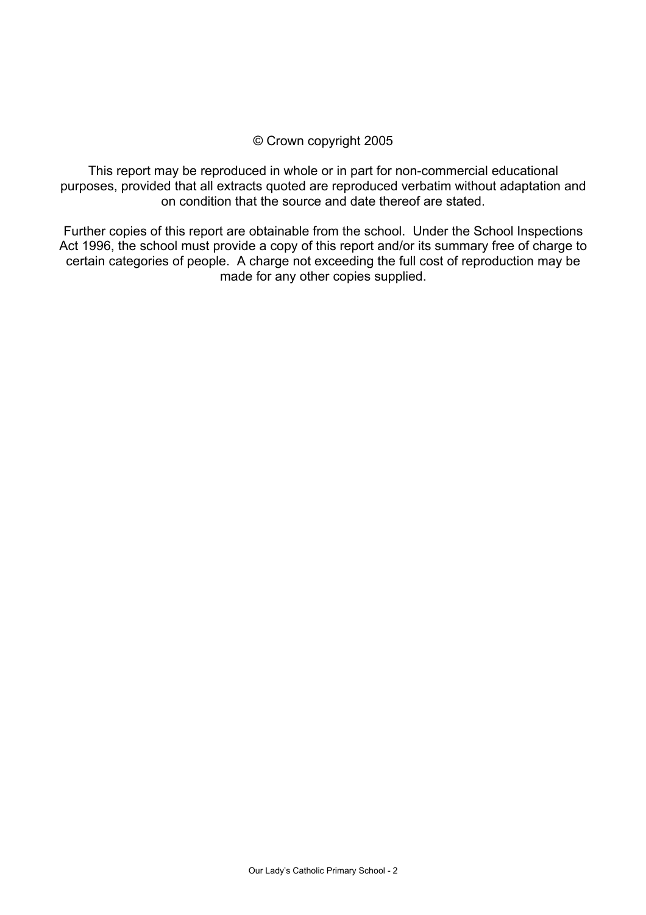© Crown copyright 2005

This report may be reproduced in whole or in part for non-commercial educational purposes, provided that all extracts quoted are reproduced verbatim without adaptation and on condition that the source and date thereof are stated.

Further copies of this report are obtainable from the school. Under the School Inspections Act 1996, the school must provide a copy of this report and/or its summary free of charge to certain categories of people. A charge not exceeding the full cost of reproduction may be made for any other copies supplied.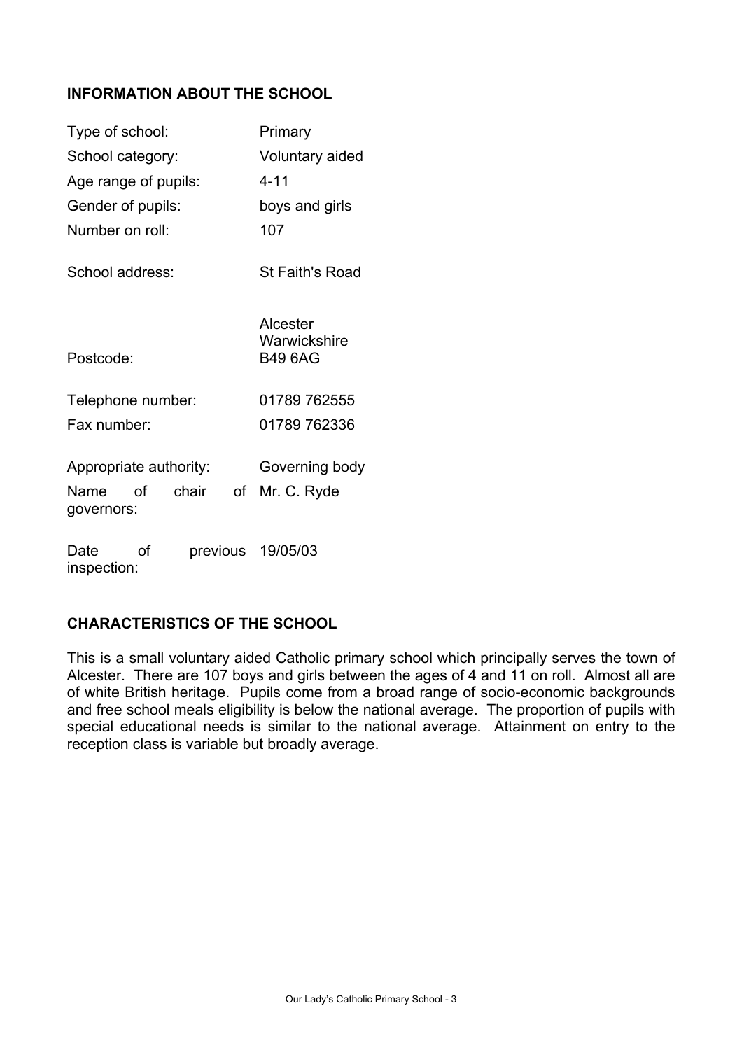## INFORMATION ABOUT THE SCHOOL

| | |
|---|---|
| Type of school: | Primary |
| School category: | Voluntary aided |
| Age range of pupils: | 4-11 |
| Gender of pupils: | boys and girls |
| Number on roll: | 107 |
| School address: | St Faith's Road |
| | Alcester Warwickshire |
| Postcode: | B49 6AG |
| Telephone number: | 01789 762555 |
| Fax number: | 01789 762336 |
| Appropriate authority: | Governing body |
| Name of chair of governors: | Mr. C. Ryde |
| Date of previous inspection: | 19/05/03 |

## CHARACTERISTICS OF THE SCHOOL

This is a small voluntary aided Catholic primary school which principally serves the town of Alcester. There are 107 boys and girls between the ages of 4 and 11 on roll. Almost all are of white British heritage. Pupils come from a broad range of socio-economic backgrounds and free school meals eligibility is below the national average. The proportion of pupils with special educational needs is similar to the national average. Attainment on entry to the reception class is variable but broadly average.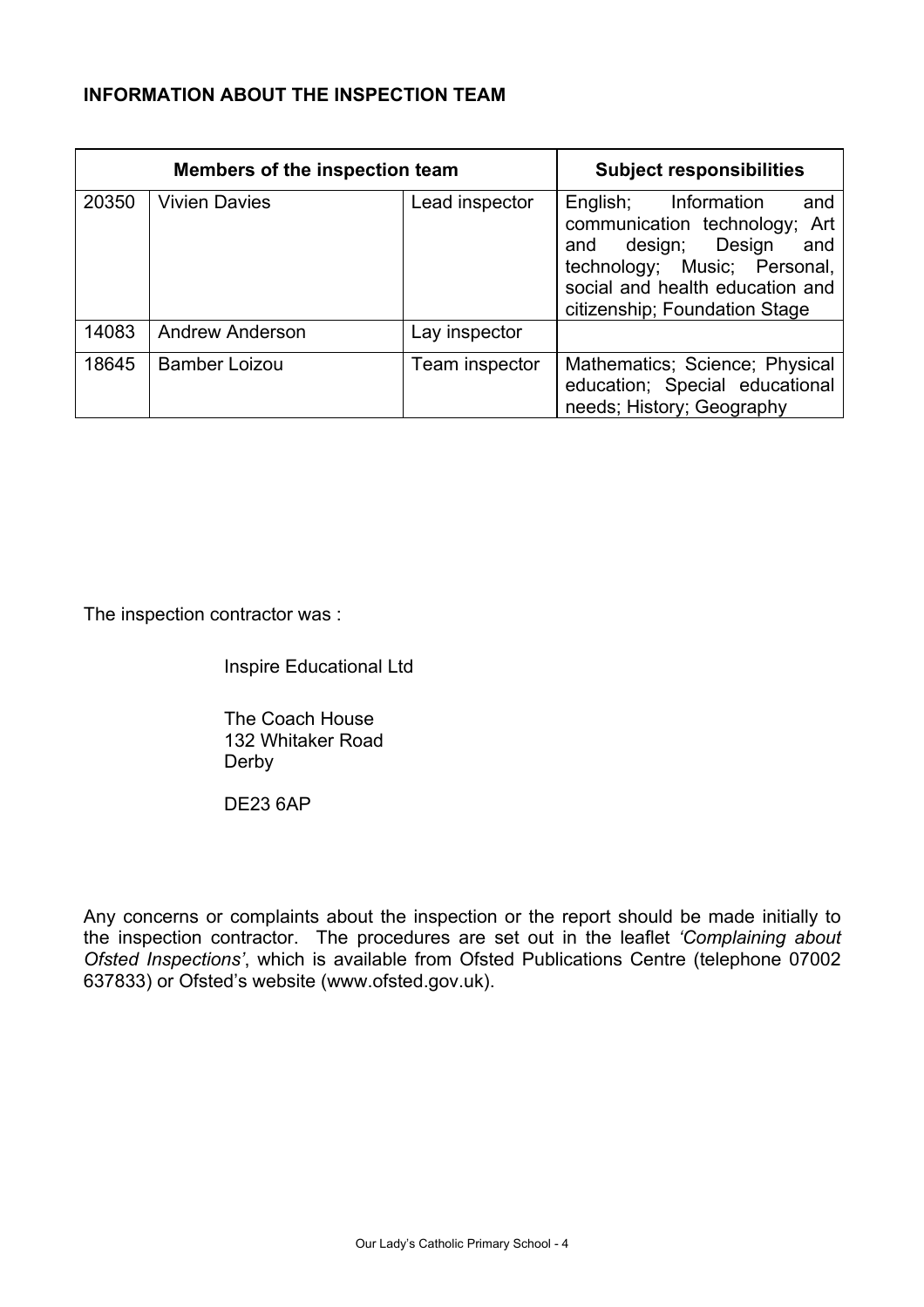**INFORMATION ABOUT THE INSPECTION TEAM**

| Members of the inspection team | | | Subject responsibilities |
|---|---|---|---|
| 20350 | Vivien Davies | Lead inspector | English; Information and communication technology; Art and design; Design and technology; Music; Personal, social and health education and citizenship; Foundation Stage |
| 14083 | Andrew Anderson | Lay inspector | |
| 18645 | Bamber Loizou | Team inspector | Mathematics; Science; Physical education; Special educational needs; History; Geography |

The inspection contractor was :

Inspire Educational Ltd

The Coach House
132 Whitaker Road
Derby

DE23 6AP

Any concerns or complaints about the inspection or the report should be made initially to the inspection contractor. The procedures are set out in the leaflet *'Complaining about Ofsted Inspections'*, which is available from Ofsted Publications Centre (telephone 07002 637833) or Ofsted's website (www.ofsted.gov.uk).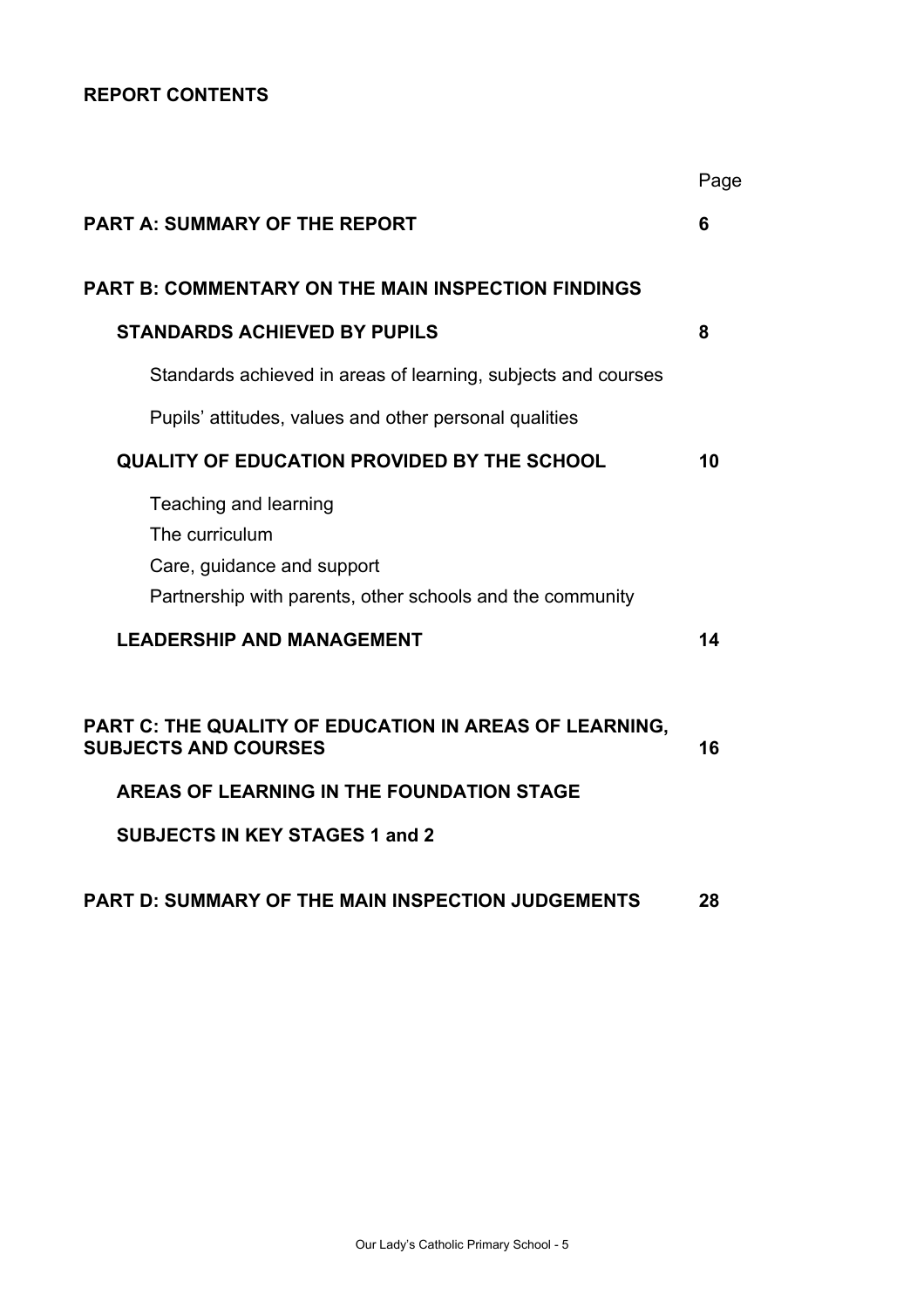**REPORT CONTENTS**

| | Page |
|---|---|
| **PART A: SUMMARY OF THE REPORT** | **6** |
| **PART B: COMMENTARY ON THE MAIN INSPECTION FINDINGS** | |
| **STANDARDS ACHIEVED BY PUPILS** | **8** |
| Standards achieved in areas of learning, subjects and courses | |
| Pupils' attitudes, values and other personal qualities | |
| **QUALITY OF EDUCATION PROVIDED BY THE SCHOOL** | **10** |
| Teaching and learning | |
| The curriculum | |
| Care, guidance and support | |
| Partnership with parents, other schools and the community | |
| **LEADERSHIP AND MANAGEMENT** | **14** |
| **PART C: THE QUALITY OF EDUCATION IN AREAS OF LEARNING, SUBJECTS AND COURSES** | **16** |
| **AREAS OF LEARNING IN THE FOUNDATION STAGE** | |
| **SUBJECTS IN KEY STAGES 1 and 2** | |
| **PART D: SUMMARY OF THE MAIN INSPECTION JUDGEMENTS** | **28** |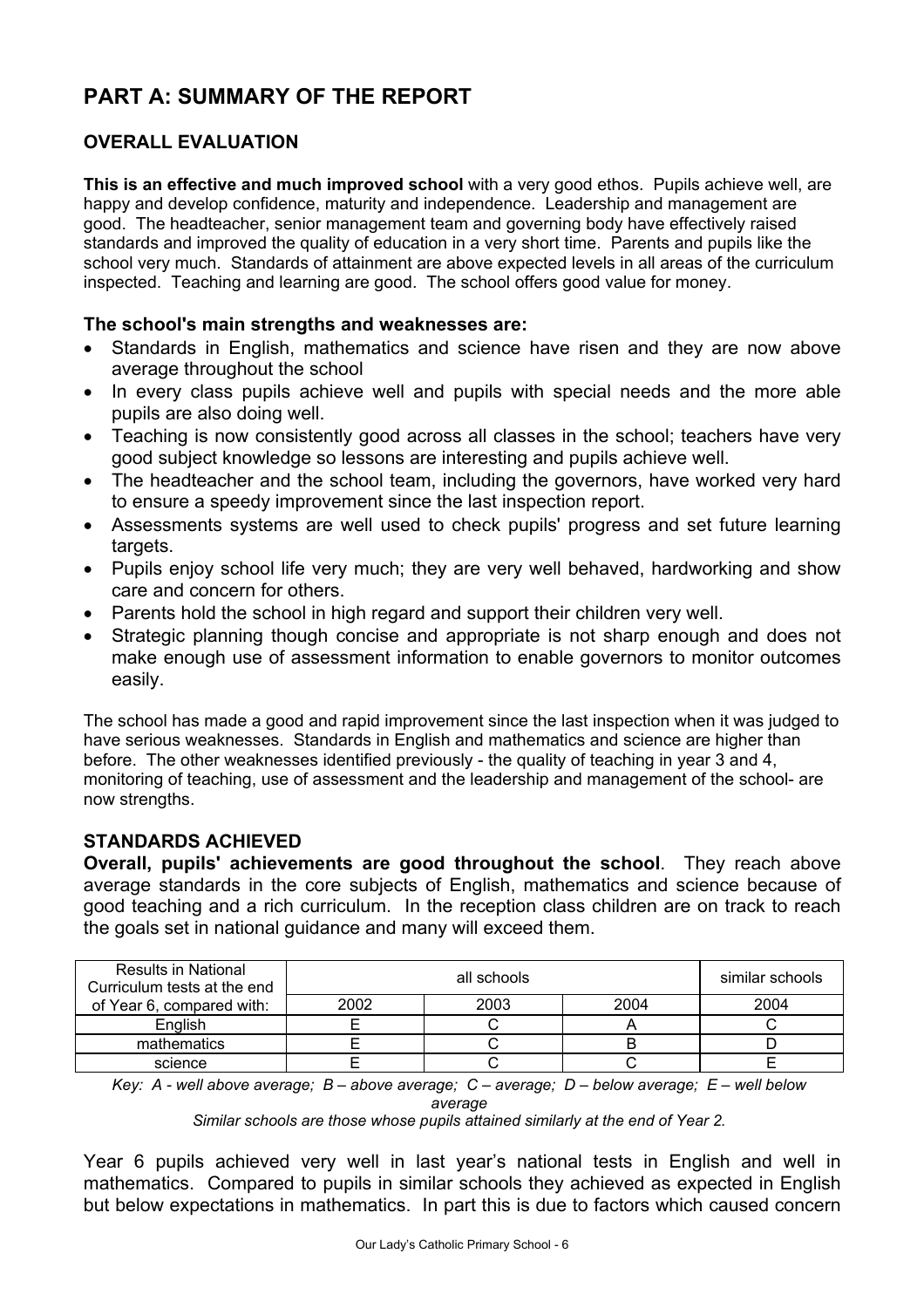# PART A: SUMMARY OF THE REPORT

## OVERALL EVALUATION

**This is an effective and much improved school** with a very good ethos. Pupils achieve well, are happy and develop confidence, maturity and independence. Leadership and management are good. The headteacher, senior management team and governing body have effectively raised standards and improved the quality of education in a very short time. Parents and pupils like the school very much. Standards of attainment are above expected levels in all areas of the curriculum inspected. Teaching and learning are good. The school offers good value for money.

### The school's main strengths and weaknesses are:

- Standards in English, mathematics and science have risen and they are now above average throughout the school
- In every class pupils achieve well and pupils with special needs and the more able pupils are also doing well.
- Teaching is now consistently good across all classes in the school; teachers have very good subject knowledge so lessons are interesting and pupils achieve well.
- The headteacher and the school team, including the governors, have worked very hard to ensure a speedy improvement since the last inspection report.
- Assessments systems are well used to check pupils' progress and set future learning targets.
- Pupils enjoy school life very much; they are very well behaved, hardworking and show care and concern for others.
- Parents hold the school in high regard and support their children very well.
- Strategic planning though concise and appropriate is not sharp enough and does not make enough use of assessment information to enable governors to monitor outcomes easily.

The school has made a good and rapid improvement since the last inspection when it was judged to have serious weaknesses. Standards in English and mathematics and science are higher than before. The other weaknesses identified previously - the quality of teaching in year 3 and 4, monitoring of teaching, use of assessment and the leadership and management of the school- are now strengths.

## STANDARDS ACHIEVED

**Overall, pupils' achievements are good throughout the school**. They reach above average standards in the core subjects of English, mathematics and science because of good teaching and a rich curriculum. In the reception class children are on track to reach the goals set in national guidance and many will exceed them.

| Results in National Curriculum tests at the end of Year 6, compared with: | all schools | | | similar schools |
|---|---|---|---|---|
| | 2002 | 2003 | 2004 | 2004 |
| English | E | C | A | C |
| mathematics | E | C | B | D |
| science | E | C | C | E |

*Key: A - well above average; B – above average; C – average; D – below average; E – well below average*

*Similar schools are those whose pupils attained similarly at the end of Year 2.*

Year 6 pupils achieved very well in last year's national tests in English and well in mathematics. Compared to pupils in similar schools they achieved as expected in English but below expectations in mathematics. In part this is due to factors which caused concern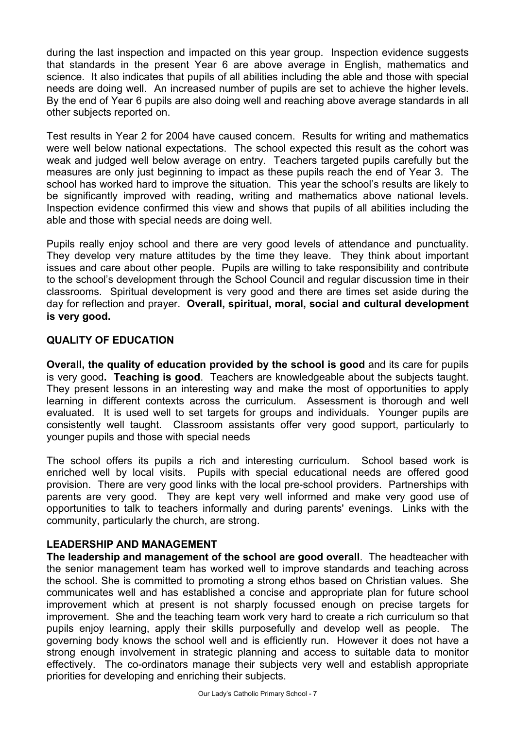during the last inspection and impacted on this year group. Inspection evidence suggests that standards in the present Year 6 are above average in English, mathematics and science. It also indicates that pupils of all abilities including the able and those with special needs are doing well. An increased number of pupils are set to achieve the higher levels. By the end of Year 6 pupils are also doing well and reaching above average standards in all other subjects reported on.

Test results in Year 2 for 2004 have caused concern. Results for writing and mathematics were well below national expectations. The school expected this result as the cohort was weak and judged well below average on entry. Teachers targeted pupils carefully but the measures are only just beginning to impact as these pupils reach the end of Year 3. The school has worked hard to improve the situation. This year the school's results are likely to be significantly improved with reading, writing and mathematics above national levels. Inspection evidence confirmed this view and shows that pupils of all abilities including the able and those with special needs are doing well.

Pupils really enjoy school and there are very good levels of attendance and punctuality. They develop very mature attitudes by the time they leave. They think about important issues and care about other people. Pupils are willing to take responsibility and contribute to the school's development through the School Council and regular discussion time in their classrooms. Spiritual development is very good and there are times set aside during the day for reflection and prayer. **Overall, spiritual, moral, social and cultural development is very good.**

## QUALITY OF EDUCATION

**Overall, the quality of education provided by the school is good** and its care for pupils is very good**. Teaching is good**. Teachers are knowledgeable about the subjects taught. They present lessons in an interesting way and make the most of opportunities to apply learning in different contexts across the curriculum. Assessment is thorough and well evaluated. It is used well to set targets for groups and individuals. Younger pupils are consistently well taught. Classroom assistants offer very good support, particularly to younger pupils and those with special needs

The school offers its pupils a rich and interesting curriculum. School based work is enriched well by local visits. Pupils with special educational needs are offered good provision. There are very good links with the local pre-school providers. Partnerships with parents are very good. They are kept very well informed and make very good use of opportunities to talk to teachers informally and during parents' evenings. Links with the community, particularly the church, are strong.

## LEADERSHIP AND MANAGEMENT

**The leadership and management of the school are good overall**. The headteacher with the senior management team has worked well to improve standards and teaching across the school. She is committed to promoting a strong ethos based on Christian values. She communicates well and has established a concise and appropriate plan for future school improvement which at present is not sharply focussed enough on precise targets for improvement. She and the teaching team work very hard to create a rich curriculum so that pupils enjoy learning, apply their skills purposefully and develop well as people. The governing body knows the school well and is efficiently run. However it does not have a strong enough involvement in strategic planning and access to suitable data to monitor effectively. The co-ordinators manage their subjects very well and establish appropriate priorities for developing and enriching their subjects.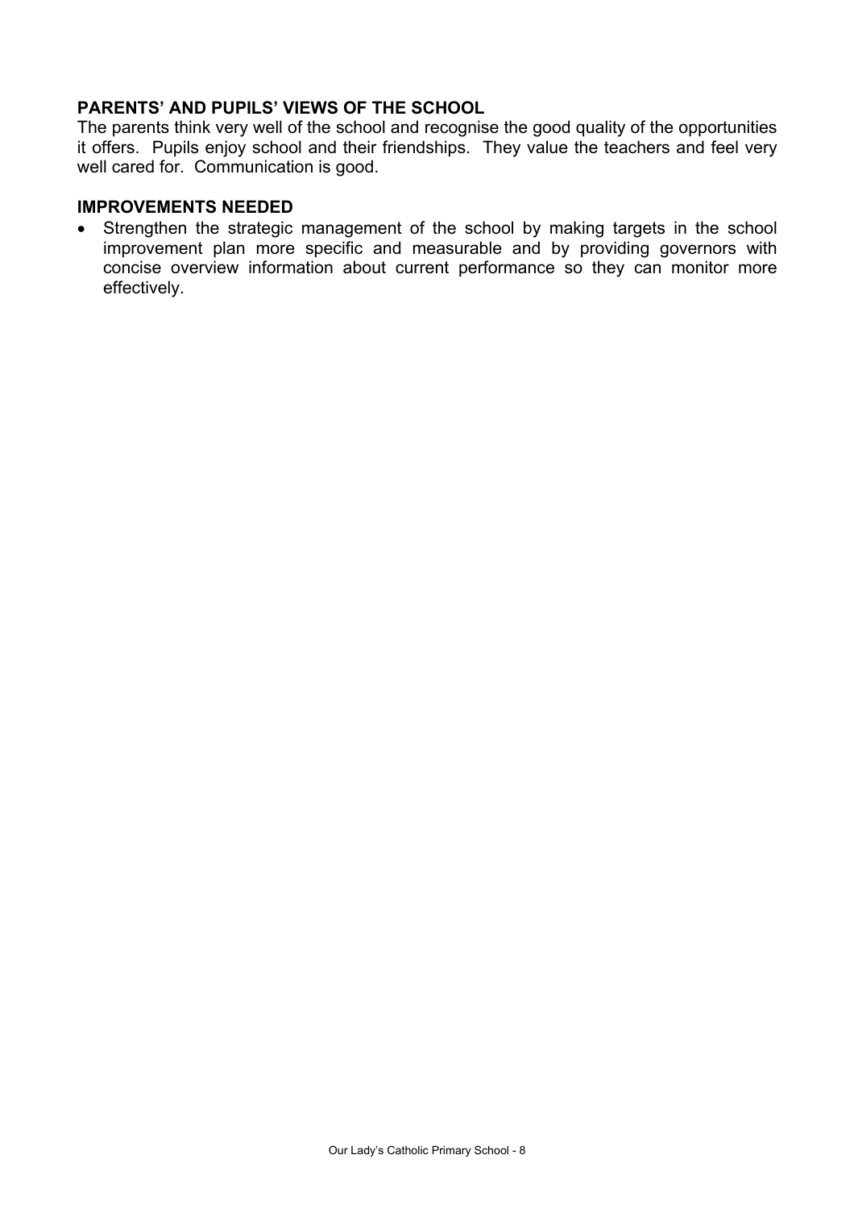## PARENTS' AND PUPILS' VIEWS OF THE SCHOOL

The parents think very well of the school and recognise the good quality of the opportunities it offers. Pupils enjoy school and their friendships. They value the teachers and feel very well cared for. Communication is good.

## IMPROVEMENTS NEEDED

- Strengthen the strategic management of the school by making targets in the school improvement plan more specific and measurable and by providing governors with concise overview information about current performance so they can monitor more effectively.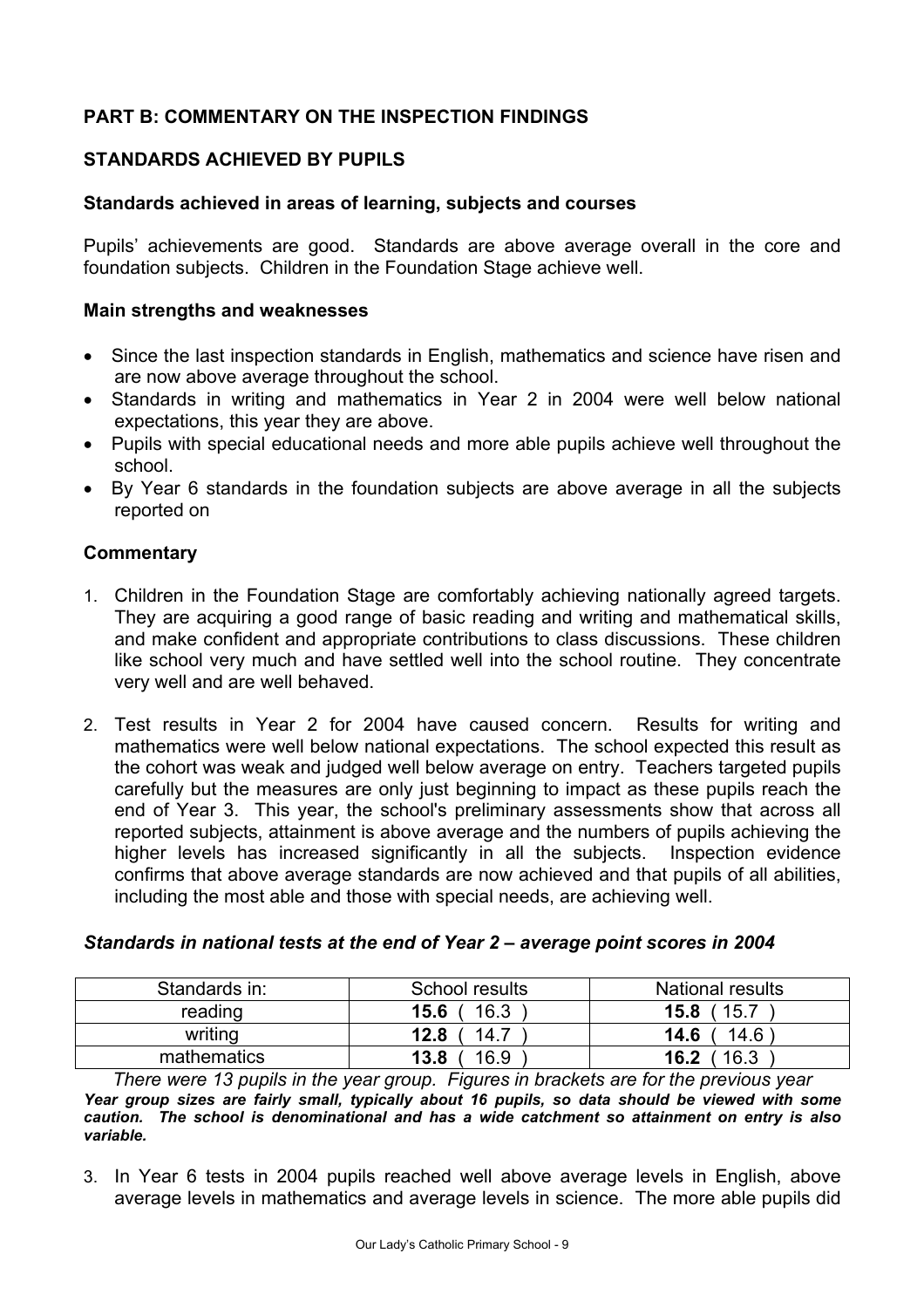## PART B: COMMENTARY ON THE INSPECTION FINDINGS

## STANDARDS ACHIEVED BY PUPILS

### Standards achieved in areas of learning, subjects and courses

Pupils' achievements are good. Standards are above average overall in the core and foundation subjects. Children in the Foundation Stage achieve well.

### Main strengths and weaknesses

- Since the last inspection standards in English, mathematics and science have risen and are now above average throughout the school.
- Standards in writing and mathematics in Year 2 in 2004 were well below national expectations, this year they are above.
- Pupils with special educational needs and more able pupils achieve well throughout the school.
- By Year 6 standards in the foundation subjects are above average in all the subjects reported on

### Commentary

1. Children in the Foundation Stage are comfortably achieving nationally agreed targets. They are acquiring a good range of basic reading and writing and mathematical skills, and make confident and appropriate contributions to class discussions. These children like school very much and have settled well into the school routine. They concentrate very well and are well behaved.

2. Test results in Year 2 for 2004 have caused concern. Results for writing and mathematics were well below national expectations. The school expected this result as the cohort was weak and judged well below average on entry. Teachers targeted pupils carefully but the measures are only just beginning to impact as these pupils reach the end of Year 3. This year, the school's preliminary assessments show that across all reported subjects, attainment is above average and the numbers of pupils achieving the higher levels has increased significantly in all the subjects. Inspection evidence confirms that above average standards are now achieved and that pupils of all abilities, including the most able and those with special needs, are achieving well.

***Standards in national tests at the end of Year 2 – average point scores in 2004***

| Standards in: | School results | National results |
|---|---|---|
| reading | **15.6** ( 16.3 ) | **15.8** ( 15.7 ) |
| writing | **12.8** ( 14.7 ) | **14.6** ( 14.6 ) |
| mathematics | **13.8** ( 16.9 ) | **16.2** ( 16.3 ) |

*There were 13 pupils in the year group. Figures in brackets are for the previous year*

***Year group sizes are fairly small, typically about 16 pupils, so data should be viewed with some caution. The school is denominational and has a wide catchment so attainment on entry is also variable.***

3. In Year 6 tests in 2004 pupils reached well above average levels in English, above average levels in mathematics and average levels in science. The more able pupils did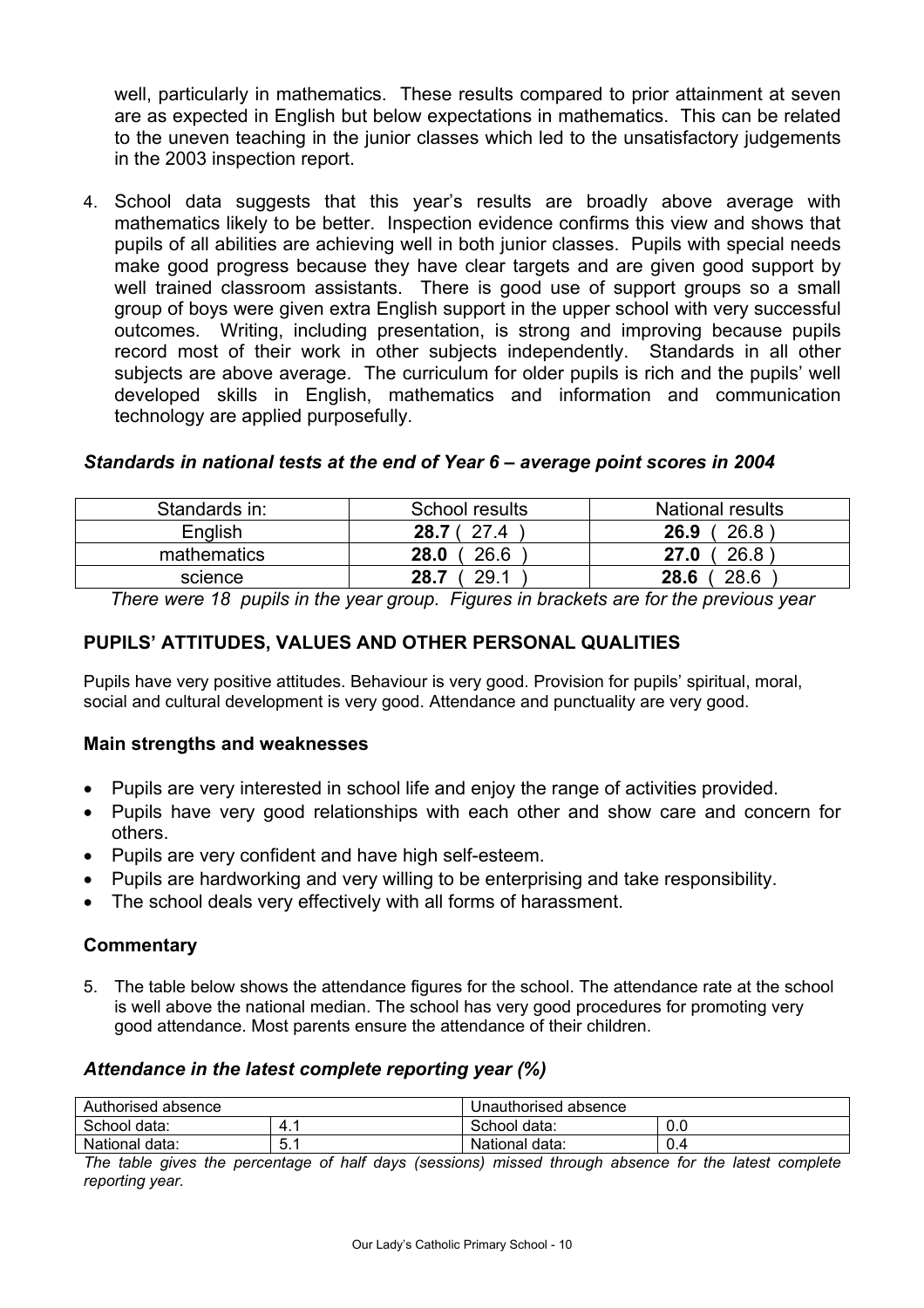well, particularly in mathematics. These results compared to prior attainment at seven are as expected in English but below expectations in mathematics. This can be related to the uneven teaching in the junior classes which led to the unsatisfactory judgements in the 2003 inspection report.

4. School data suggests that this year's results are broadly above average with mathematics likely to be better. Inspection evidence confirms this view and shows that pupils of all abilities are achieving well in both junior classes. Pupils with special needs make good progress because they have clear targets and are given good support by well trained classroom assistants. There is good use of support groups so a small group of boys were given extra English support in the upper school with very successful outcomes. Writing, including presentation, is strong and improving because pupils record most of their work in other subjects independently. Standards in all other subjects are above average. The curriculum for older pupils is rich and the pupils' well developed skills in English, mathematics and information and communication technology are applied purposefully.

### *Standards in national tests at the end of Year 6 – average point scores in 2004*

| Standards in: | School results | National results |
|---|---|---|
| English | **28.7** ( 27.4 ) | **26.9** ( 26.8 ) |
| mathematics | **28.0** ( 26.6 ) | **27.0** ( 26.8 ) |
| science | **28.7** ( 29.1 ) | **28.6** ( 28.6 ) |

*There were 18 pupils in the year group. Figures in brackets are for the previous year*

## PUPILS' ATTITUDES, VALUES AND OTHER PERSONAL QUALITIES

Pupils have very positive attitudes. Behaviour is very good. Provision for pupils' spiritual, moral, social and cultural development is very good. Attendance and punctuality are very good.

### Main strengths and weaknesses

- Pupils are very interested in school life and enjoy the range of activities provided.
- Pupils have very good relationships with each other and show care and concern for others.
- Pupils are very confident and have high self-esteem.
- Pupils are hardworking and very willing to be enterprising and take responsibility.
- The school deals very effectively with all forms of harassment.

### Commentary

5. The table below shows the attendance figures for the school. The attendance rate at the school is well above the national median. The school has very good procedures for promoting very good attendance. Most parents ensure the attendance of their children.

### *Attendance in the latest complete reporting year (%)*

| Authorised absence | | Unauthorised absence | |
|---|---|---|---|
| School data: | 4.1 | School data: | 0.0 |
| National data: | 5.1 | National data: | 0.4 |

*The table gives the percentage of half days (sessions) missed through absence for the latest complete reporting year.*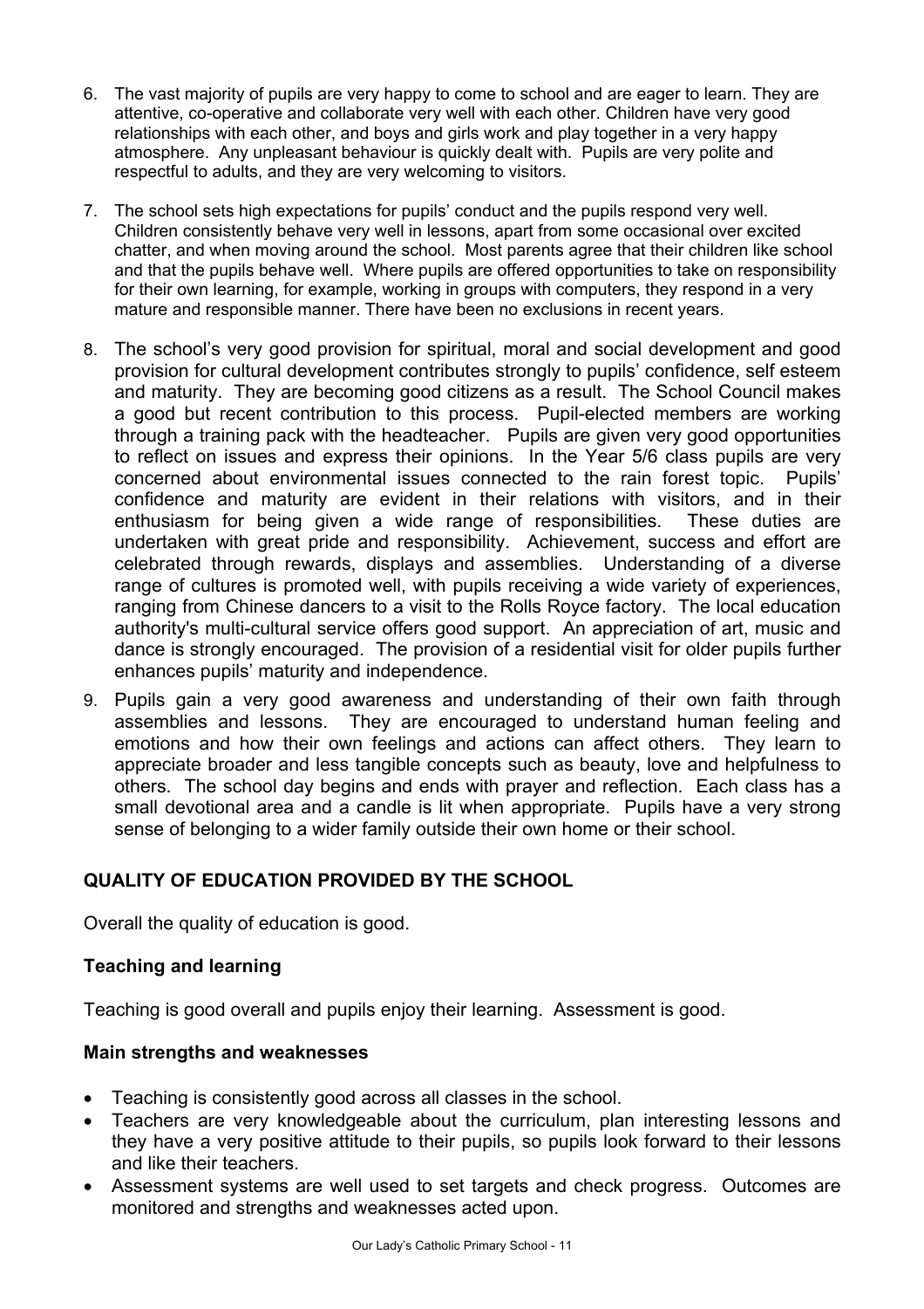6. The vast majority of pupils are very happy to come to school and are eager to learn. They are attentive, co-operative and collaborate very well with each other. Children have very good relationships with each other, and boys and girls work and play together in a very happy atmosphere. Any unpleasant behaviour is quickly dealt with. Pupils are very polite and respectful to adults, and they are very welcoming to visitors.

7. The school sets high expectations for pupils' conduct and the pupils respond very well. Children consistently behave very well in lessons, apart from some occasional over excited chatter, and when moving around the school. Most parents agree that their children like school and that the pupils behave well. Where pupils are offered opportunities to take on responsibility for their own learning, for example, working in groups with computers, they respond in a very mature and responsible manner. There have been no exclusions in recent years.

8. The school's very good provision for spiritual, moral and social development and good provision for cultural development contributes strongly to pupils' confidence, self esteem and maturity. They are becoming good citizens as a result. The School Council makes a good but recent contribution to this process. Pupil-elected members are working through a training pack with the headteacher. Pupils are given very good opportunities to reflect on issues and express their opinions. In the Year 5/6 class pupils are very concerned about environmental issues connected to the rain forest topic. Pupils' confidence and maturity are evident in their relations with visitors, and in their enthusiasm for being given a wide range of responsibilities. These duties are undertaken with great pride and responsibility. Achievement, success and effort are celebrated through rewards, displays and assemblies. Understanding of a diverse range of cultures is promoted well, with pupils receiving a wide variety of experiences, ranging from Chinese dancers to a visit to the Rolls Royce factory. The local education authority's multi-cultural service offers good support. An appreciation of art, music and dance is strongly encouraged. The provision of a residential visit for older pupils further enhances pupils' maturity and independence.

9. Pupils gain a very good awareness and understanding of their own faith through assemblies and lessons. They are encouraged to understand human feeling and emotions and how their own feelings and actions can affect others. They learn to appreciate broader and less tangible concepts such as beauty, love and helpfulness to others. The school day begins and ends with prayer and reflection. Each class has a small devotional area and a candle is lit when appropriate. Pupils have a very strong sense of belonging to a wider family outside their own home or their school.

## QUALITY OF EDUCATION PROVIDED BY THE SCHOOL

Overall the quality of education is good.

### Teaching and learning

Teaching is good overall and pupils enjoy their learning. Assessment is good.

### Main strengths and weaknesses

- Teaching is consistently good across all classes in the school.
- Teachers are very knowledgeable about the curriculum, plan interesting lessons and they have a very positive attitude to their pupils, so pupils look forward to their lessons and like their teachers.
- Assessment systems are well used to set targets and check progress. Outcomes are monitored and strengths and weaknesses acted upon.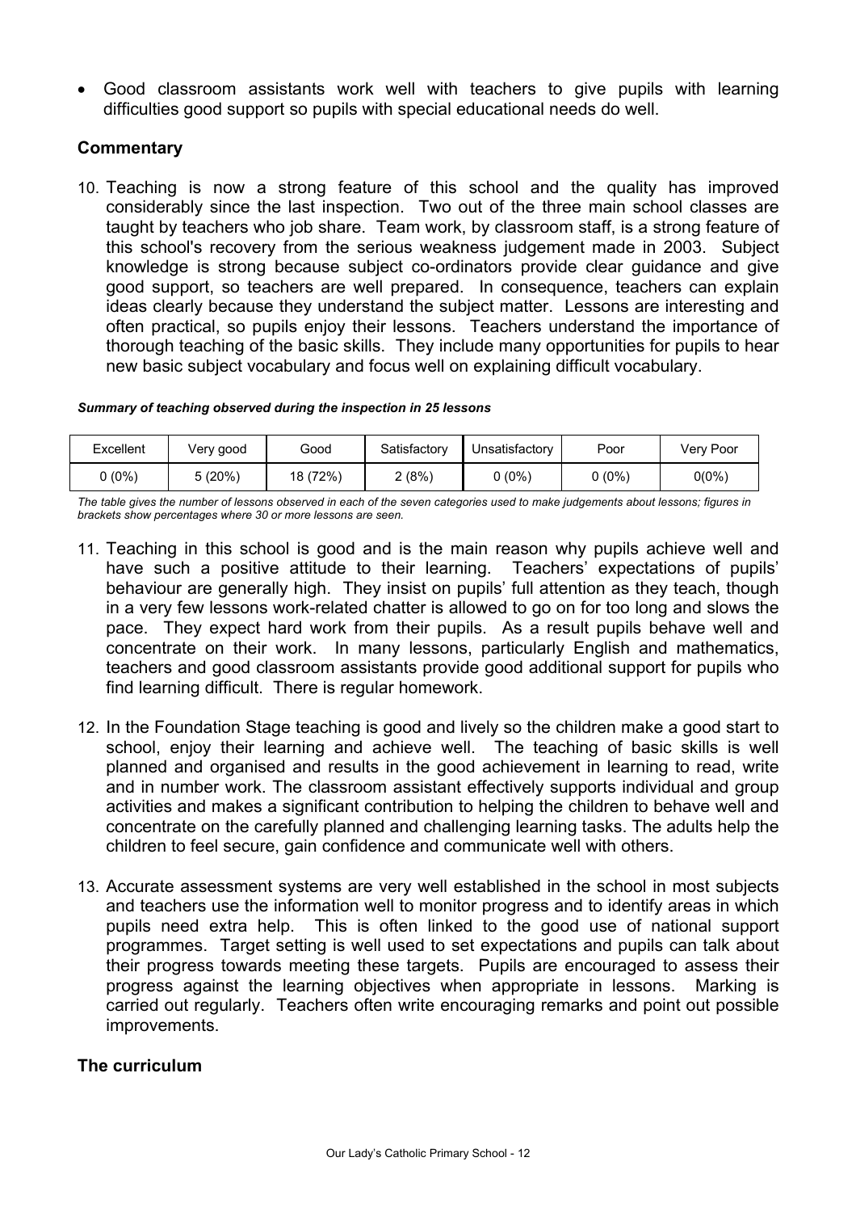- Good classroom assistants work well with teachers to give pupils with learning difficulties good support so pupils with special educational needs do well.

### Commentary

10. Teaching is now a strong feature of this school and the quality has improved considerably since the last inspection. Two out of the three main school classes are taught by teachers who job share. Team work, by classroom staff, is a strong feature of this school's recovery from the serious weakness judgement made in 2003. Subject knowledge is strong because subject co-ordinators provide clear guidance and give good support, so teachers are well prepared. In consequence, teachers can explain ideas clearly because they understand the subject matter. Lessons are interesting and often practical, so pupils enjoy their lessons. Teachers understand the importance of thorough teaching of the basic skills. They include many opportunities for pupils to hear new basic subject vocabulary and focus well on explaining difficult vocabulary.

***Summary of teaching observed during the inspection in 25 lessons***

| Excellent | Very good | Good | Satisfactory | Unsatisfactory | Poor | Very Poor |
|---|---|---|---|---|---|---|
| 0 (0%) | 5 (20%) | 18 (72%) | 2 (8%) | 0 (0%) | 0 (0%) | 0(0%) |

*The table gives the number of lessons observed in each of the seven categories used to make judgements about lessons; figures in brackets show percentages where 30 or more lessons are seen.*

11. Teaching in this school is good and is the main reason why pupils achieve well and have such a positive attitude to their learning. Teachers' expectations of pupils' behaviour are generally high. They insist on pupils' full attention as they teach, though in a very few lessons work-related chatter is allowed to go on for too long and slows the pace. They expect hard work from their pupils. As a result pupils behave well and concentrate on their work. In many lessons, particularly English and mathematics, teachers and good classroom assistants provide good additional support for pupils who find learning difficult. There is regular homework.

12. In the Foundation Stage teaching is good and lively so the children make a good start to school, enjoy their learning and achieve well. The teaching of basic skills is well planned and organised and results in the good achievement in learning to read, write and in number work. The classroom assistant effectively supports individual and group activities and makes a significant contribution to helping the children to behave well and concentrate on the carefully planned and challenging learning tasks. The adults help the children to feel secure, gain confidence and communicate well with others.

13. Accurate assessment systems are very well established in the school in most subjects and teachers use the information well to monitor progress and to identify areas in which pupils need extra help. This is often linked to the good use of national support programmes. Target setting is well used to set expectations and pupils can talk about their progress towards meeting these targets. Pupils are encouraged to assess their progress against the learning objectives when appropriate in lessons. Marking is carried out regularly. Teachers often write encouraging remarks and point out possible improvements.

### The curriculum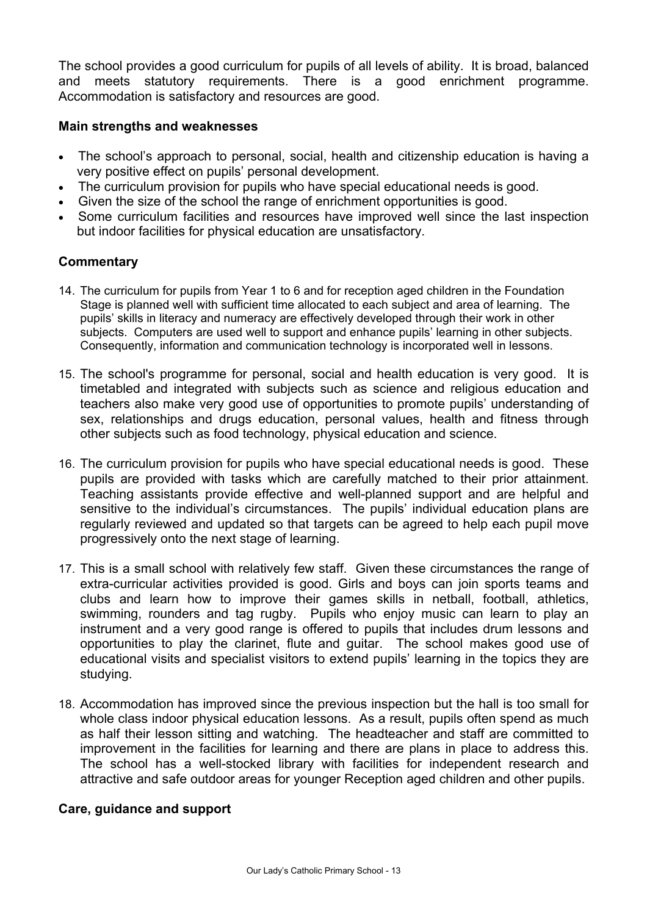The school provides a good curriculum for pupils of all levels of ability. It is broad, balanced and meets statutory requirements. There is a good enrichment programme. Accommodation is satisfactory and resources are good.

### Main strengths and weaknesses

- The school's approach to personal, social, health and citizenship education is having a very positive effect on pupils' personal development.
- The curriculum provision for pupils who have special educational needs is good.
- Given the size of the school the range of enrichment opportunities is good.
- Some curriculum facilities and resources have improved well since the last inspection but indoor facilities for physical education are unsatisfactory.

### Commentary

14. The curriculum for pupils from Year 1 to 6 and for reception aged children in the Foundation Stage is planned well with sufficient time allocated to each subject and area of learning. The pupils' skills in literacy and numeracy are effectively developed through their work in other subjects. Computers are used well to support and enhance pupils' learning in other subjects. Consequently, information and communication technology is incorporated well in lessons.

15. The school's programme for personal, social and health education is very good. It is timetabled and integrated with subjects such as science and religious education and teachers also make very good use of opportunities to promote pupils' understanding of sex, relationships and drugs education, personal values, health and fitness through other subjects such as food technology, physical education and science.

16. The curriculum provision for pupils who have special educational needs is good. These pupils are provided with tasks which are carefully matched to their prior attainment. Teaching assistants provide effective and well-planned support and are helpful and sensitive to the individual's circumstances. The pupils' individual education plans are regularly reviewed and updated so that targets can be agreed to help each pupil move progressively onto the next stage of learning.

17. This is a small school with relatively few staff. Given these circumstances the range of extra-curricular activities provided is good. Girls and boys can join sports teams and clubs and learn how to improve their games skills in netball, football, athletics, swimming, rounders and tag rugby. Pupils who enjoy music can learn to play an instrument and a very good range is offered to pupils that includes drum lessons and opportunities to play the clarinet, flute and guitar. The school makes good use of educational visits and specialist visitors to extend pupils' learning in the topics they are studying.

18. Accommodation has improved since the previous inspection but the hall is too small for whole class indoor physical education lessons. As a result, pupils often spend as much as half their lesson sitting and watching. The headteacher and staff are committed to improvement in the facilities for learning and there are plans in place to address this. The school has a well-stocked library with facilities for independent research and attractive and safe outdoor areas for younger Reception aged children and other pupils.

### Care, guidance and support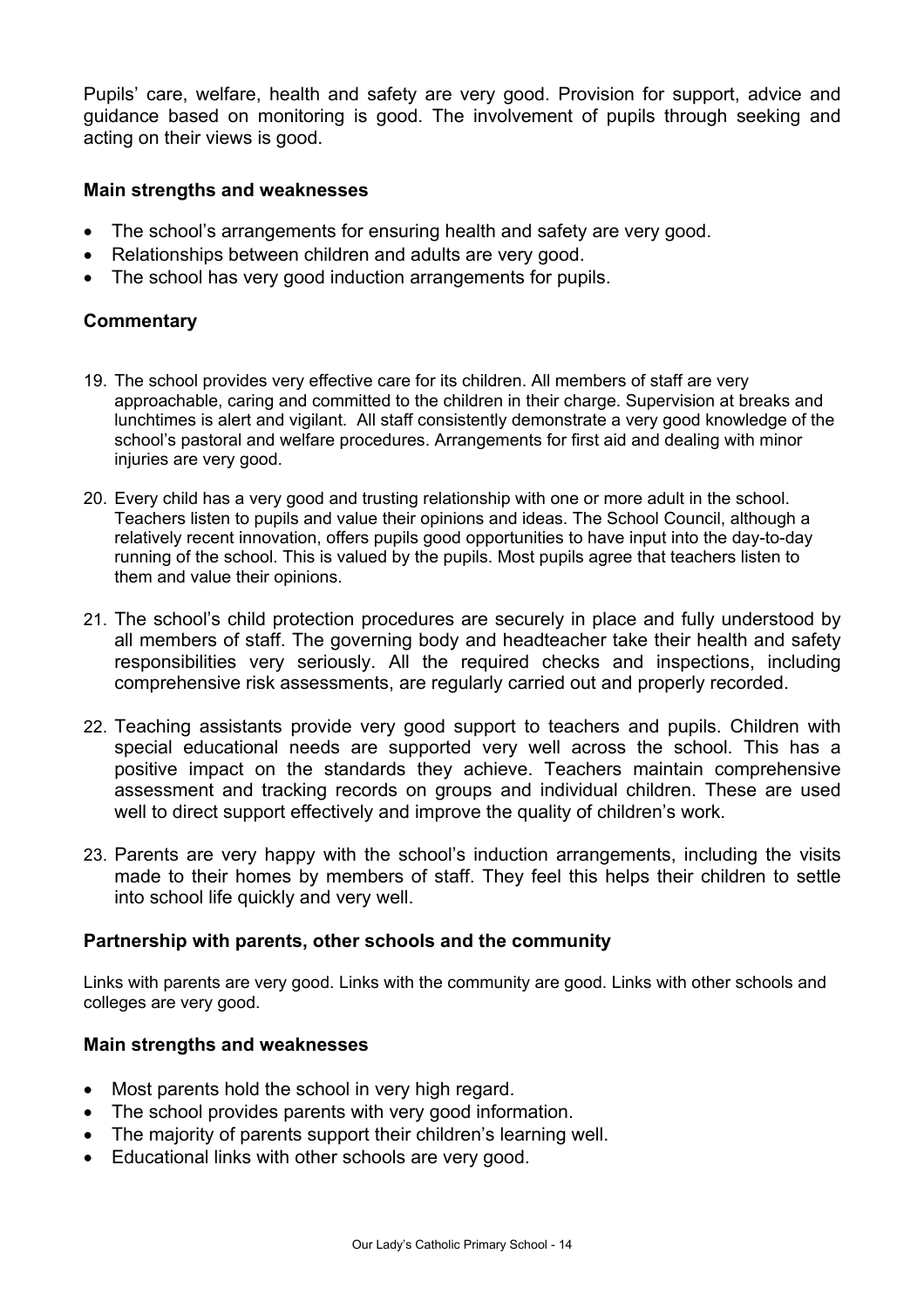Pupils' care, welfare, health and safety are very good. Provision for support, advice and guidance based on monitoring is good. The involvement of pupils through seeking and acting on their views is good.

### Main strengths and weaknesses

- The school's arrangements for ensuring health and safety are very good.
- Relationships between children and adults are very good.
- The school has very good induction arrangements for pupils.

### Commentary

19. The school provides very effective care for its children. All members of staff are very approachable, caring and committed to the children in their charge. Supervision at breaks and lunchtimes is alert and vigilant. All staff consistently demonstrate a very good knowledge of the school's pastoral and welfare procedures. Arrangements for first aid and dealing with minor injuries are very good.
20. Every child has a very good and trusting relationship with one or more adult in the school. Teachers listen to pupils and value their opinions and ideas. The School Council, although a relatively recent innovation, offers pupils good opportunities to have input into the day-to-day running of the school. This is valued by the pupils. Most pupils agree that teachers listen to them and value their opinions.
21. The school's child protection procedures are securely in place and fully understood by all members of staff. The governing body and headteacher take their health and safety responsibilities very seriously. All the required checks and inspections, including comprehensive risk assessments, are regularly carried out and properly recorded.
22. Teaching assistants provide very good support to teachers and pupils. Children with special educational needs are supported very well across the school. This has a positive impact on the standards they achieve. Teachers maintain comprehensive assessment and tracking records on groups and individual children. These are used well to direct support effectively and improve the quality of children's work.
23. Parents are very happy with the school's induction arrangements, including the visits made to their homes by members of staff. They feel this helps their children to settle into school life quickly and very well.

## Partnership with parents, other schools and the community

Links with parents are very good. Links with the community are good. Links with other schools and colleges are very good.

### Main strengths and weaknesses

- Most parents hold the school in very high regard.
- The school provides parents with very good information.
- The majority of parents support their children's learning well.
- Educational links with other schools are very good.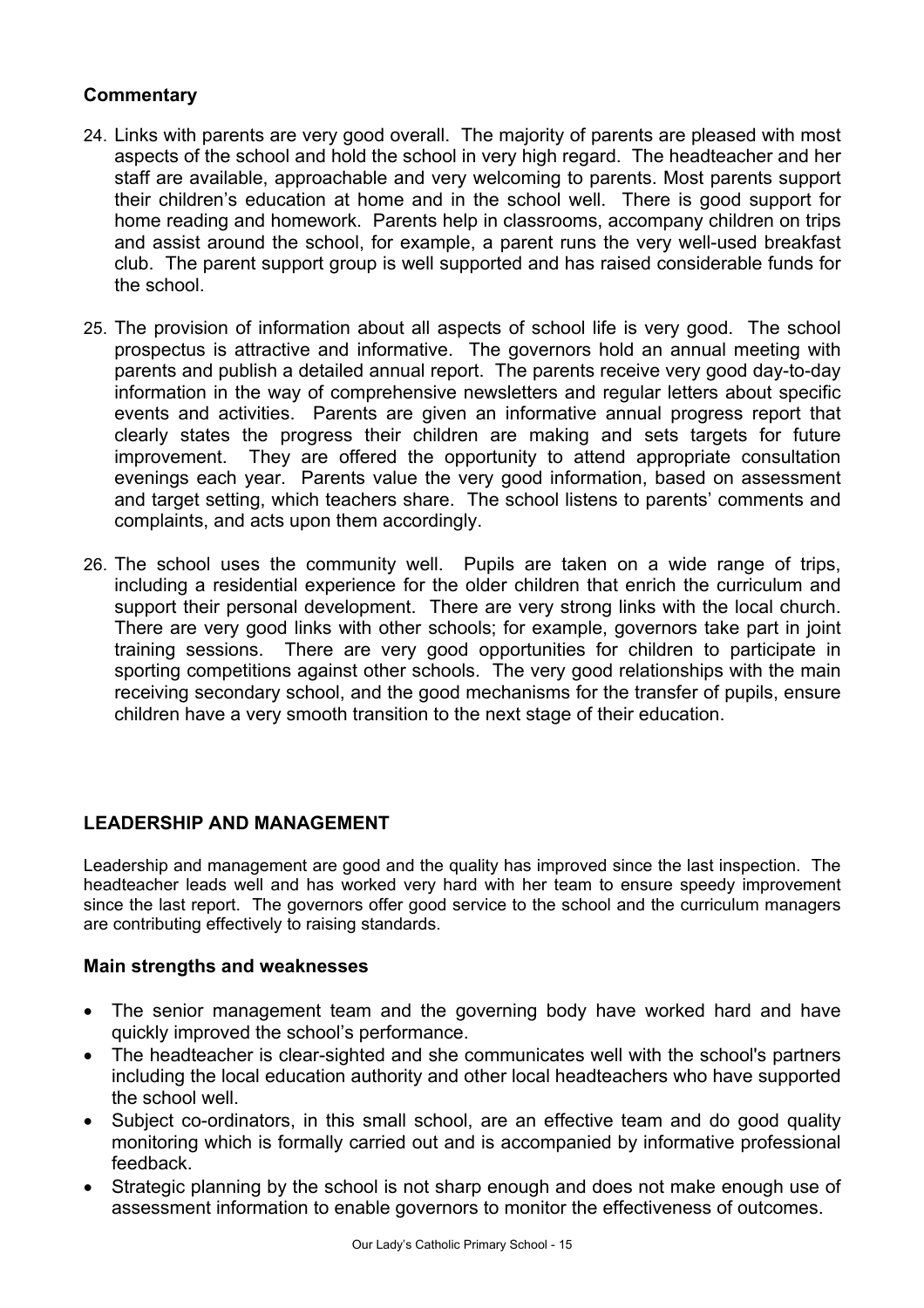### Commentary

24. Links with parents are very good overall. The majority of parents are pleased with most aspects of the school and hold the school in very high regard. The headteacher and her staff are available, approachable and very welcoming to parents. Most parents support their children's education at home and in the school well. There is good support for home reading and homework. Parents help in classrooms, accompany children on trips and assist around the school, for example, a parent runs the very well-used breakfast club. The parent support group is well supported and has raised considerable funds for the school.

25. The provision of information about all aspects of school life is very good. The school prospectus is attractive and informative. The governors hold an annual meeting with parents and publish a detailed annual report. The parents receive very good day-to-day information in the way of comprehensive newsletters and regular letters about specific events and activities. Parents are given an informative annual progress report that clearly states the progress their children are making and sets targets for future improvement. They are offered the opportunity to attend appropriate consultation evenings each year. Parents value the very good information, based on assessment and target setting, which teachers share. The school listens to parents' comments and complaints, and acts upon them accordingly.

26. The school uses the community well. Pupils are taken on a wide range of trips, including a residential experience for the older children that enrich the curriculum and support their personal development. There are very strong links with the local church. There are very good links with other schools; for example, governors take part in joint training sessions. There are very good opportunities for children to participate in sporting competitions against other schools. The very good relationships with the main receiving secondary school, and the good mechanisms for the transfer of pupils, ensure children have a very smooth transition to the next stage of their education.

## LEADERSHIP AND MANAGEMENT

Leadership and management are good and the quality has improved since the last inspection. The headteacher leads well and has worked very hard with her team to ensure speedy improvement since the last report. The governors offer good service to the school and the curriculum managers are contributing effectively to raising standards.

### Main strengths and weaknesses

- The senior management team and the governing body have worked hard and have quickly improved the school's performance.
- The headteacher is clear-sighted and she communicates well with the school's partners including the local education authority and other local headteachers who have supported the school well.
- Subject co-ordinators, in this small school, are an effective team and do good quality monitoring which is formally carried out and is accompanied by informative professional feedback.
- Strategic planning by the school is not sharp enough and does not make enough use of assessment information to enable governors to monitor the effectiveness of outcomes.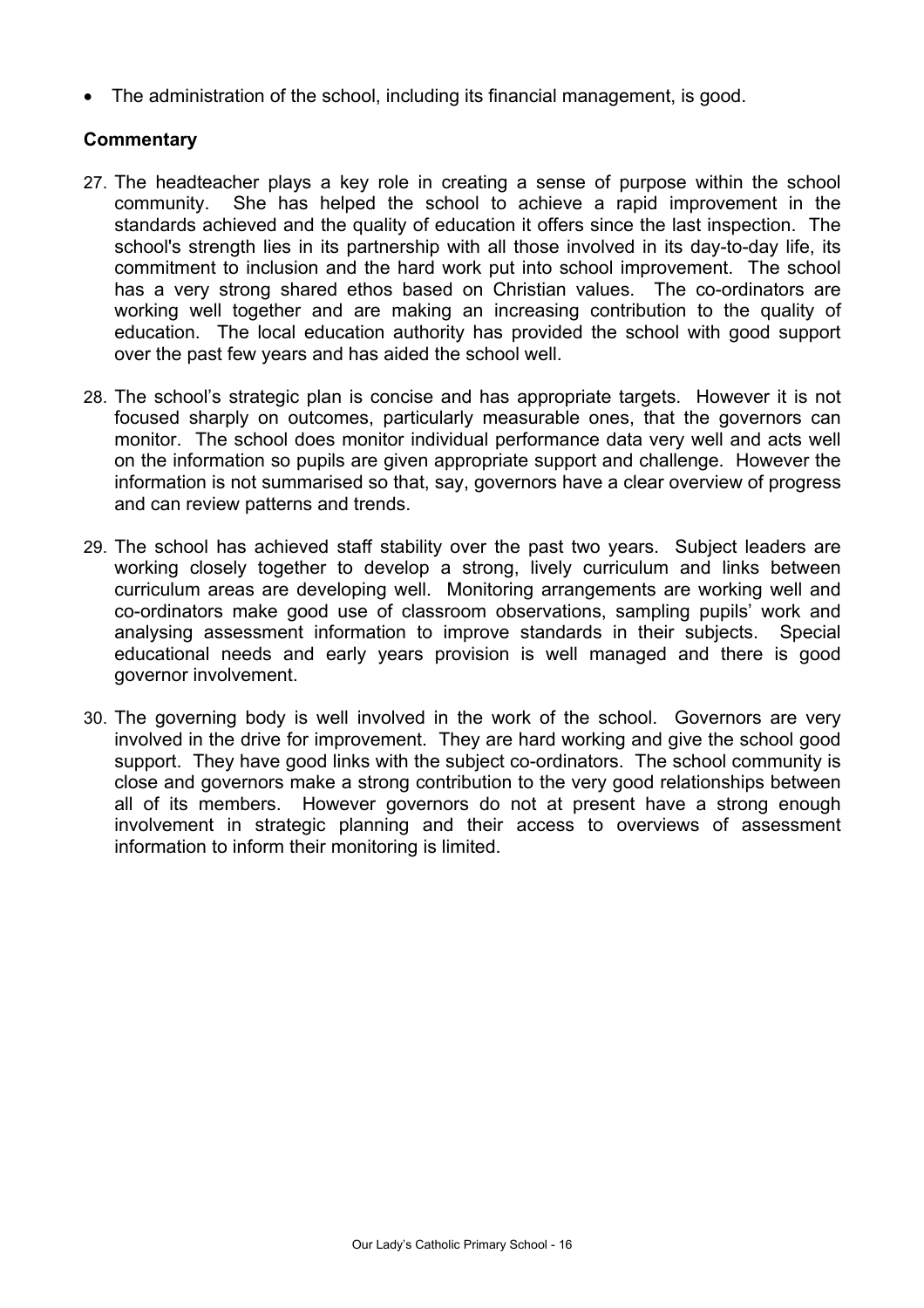- The administration of the school, including its financial management, is good.

### Commentary

27. The headteacher plays a key role in creating a sense of purpose within the school community. She has helped the school to achieve a rapid improvement in the standards achieved and the quality of education it offers since the last inspection. The school's strength lies in its partnership with all those involved in its day-to-day life, its commitment to inclusion and the hard work put into school improvement. The school has a very strong shared ethos based on Christian values. The co-ordinators are working well together and are making an increasing contribution to the quality of education. The local education authority has provided the school with good support over the past few years and has aided the school well.

28. The school's strategic plan is concise and has appropriate targets. However it is not focused sharply on outcomes, particularly measurable ones, that the governors can monitor. The school does monitor individual performance data very well and acts well on the information so pupils are given appropriate support and challenge. However the information is not summarised so that, say, governors have a clear overview of progress and can review patterns and trends.

29. The school has achieved staff stability over the past two years. Subject leaders are working closely together to develop a strong, lively curriculum and links between curriculum areas are developing well. Monitoring arrangements are working well and co-ordinators make good use of classroom observations, sampling pupils' work and analysing assessment information to improve standards in their subjects. Special educational needs and early years provision is well managed and there is good governor involvement.

30. The governing body is well involved in the work of the school. Governors are very involved in the drive for improvement. They are hard working and give the school good support. They have good links with the subject co-ordinators. The school community is close and governors make a strong contribution to the very good relationships between all of its members. However governors do not at present have a strong enough involvement in strategic planning and their access to overviews of assessment information to inform their monitoring is limited.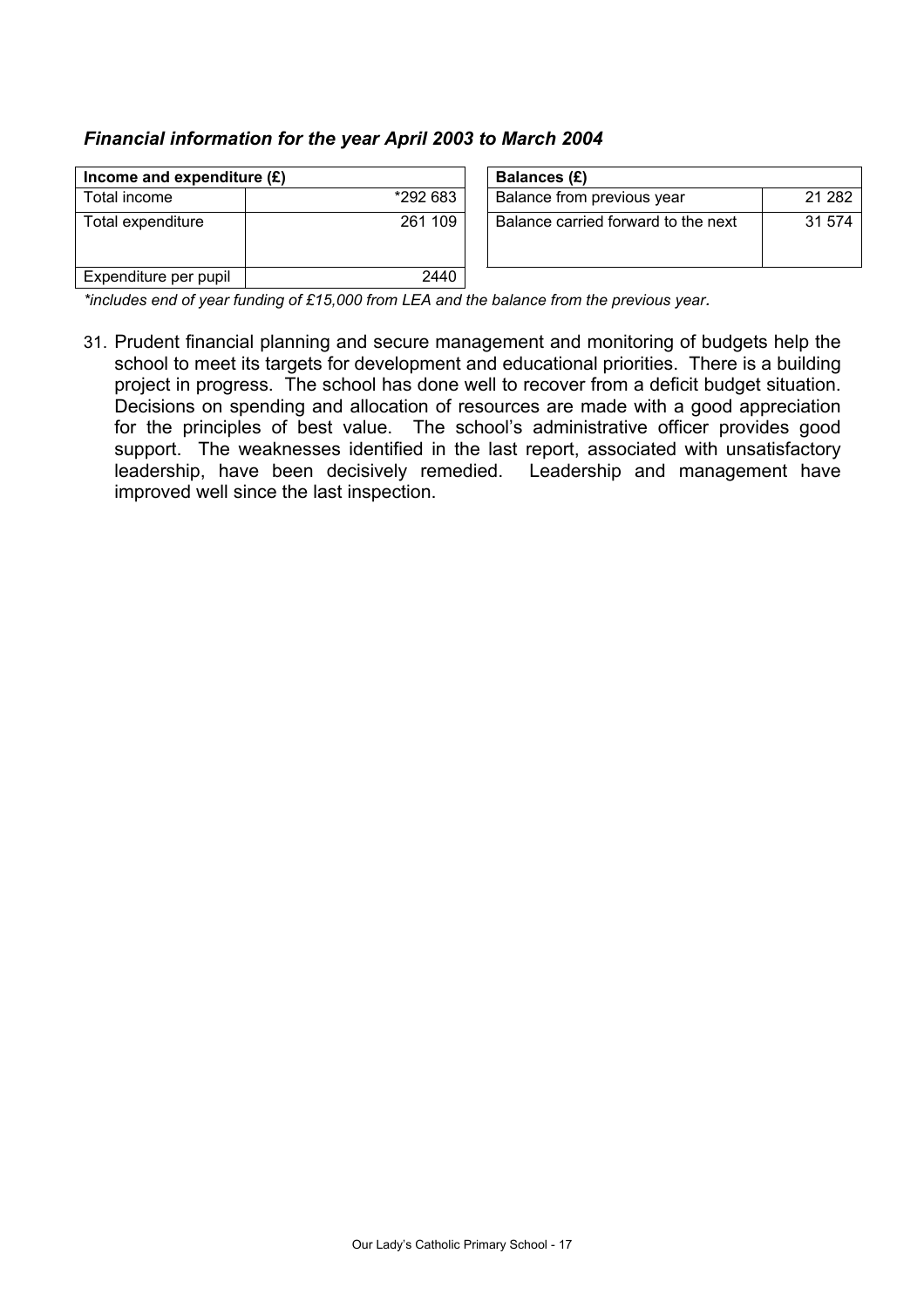### *Financial information for the year April 2003 to March 2004*

| Income and expenditure (£) | |
|---|---|
| Total income | *292 683 |
| Total expenditure | 261 109 |
| Expenditure per pupil | 2440 |

| Balances (£) | |
|---|---|
| Balance from previous year | 21 282 |
| Balance carried forward to the next | 31 574 |

*\*includes end of year funding of £15,000 from LEA and the balance from the previous year.*

31. Prudent financial planning and secure management and monitoring of budgets help the school to meet its targets for development and educational priorities. There is a building project in progress. The school has done well to recover from a deficit budget situation. Decisions on spending and allocation of resources are made with a good appreciation for the principles of best value. The school's administrative officer provides good support. The weaknesses identified in the last report, associated with unsatisfactory leadership, have been decisively remedied. Leadership and management have improved well since the last inspection.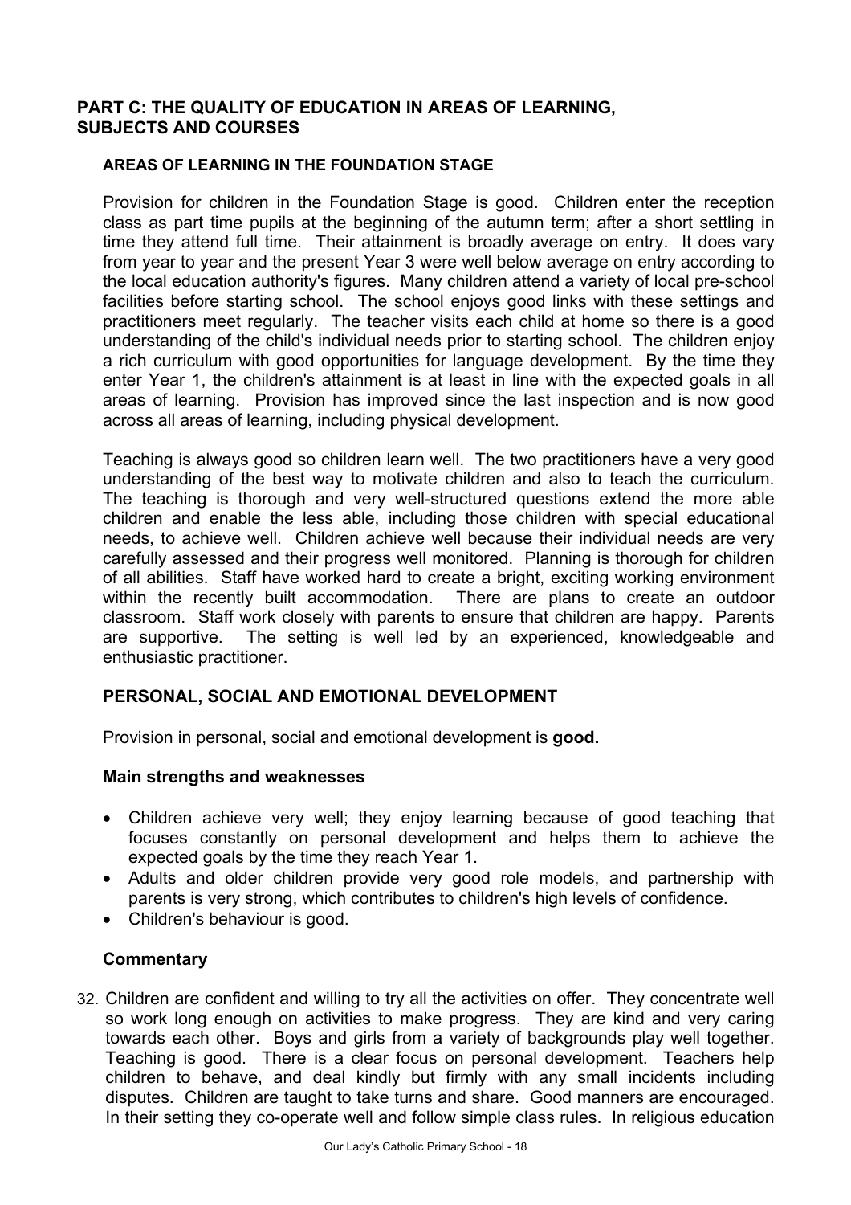## PART C: THE QUALITY OF EDUCATION IN AREAS OF LEARNING, SUBJECTS AND COURSES

### AREAS OF LEARNING IN THE FOUNDATION STAGE

Provision for children in the Foundation Stage is good. Children enter the reception class as part time pupils at the beginning of the autumn term; after a short settling in time they attend full time. Their attainment is broadly average on entry. It does vary from year to year and the present Year 3 were well below average on entry according to the local education authority's figures. Many children attend a variety of local pre-school facilities before starting school. The school enjoys good links with these settings and practitioners meet regularly. The teacher visits each child at home so there is a good understanding of the child's individual needs prior to starting school. The children enjoy a rich curriculum with good opportunities for language development. By the time they enter Year 1, the children's attainment is at least in line with the expected goals in all areas of learning. Provision has improved since the last inspection and is now good across all areas of learning, including physical development.

Teaching is always good so children learn well. The two practitioners have a very good understanding of the best way to motivate children and also to teach the curriculum. The teaching is thorough and very well-structured questions extend the more able children and enable the less able, including those children with special educational needs, to achieve well. Children achieve well because their individual needs are very carefully assessed and their progress well monitored. Planning is thorough for children of all abilities. Staff have worked hard to create a bright, exciting working environment within the recently built accommodation. There are plans to create an outdoor classroom. Staff work closely with parents to ensure that children are happy. Parents are supportive. The setting is well led by an experienced, knowledgeable and enthusiastic practitioner.

### PERSONAL, SOCIAL AND EMOTIONAL DEVELOPMENT

Provision in personal, social and emotional development is **good.**

#### Main strengths and weaknesses

- Children achieve very well; they enjoy learning because of good teaching that focuses constantly on personal development and helps them to achieve the expected goals by the time they reach Year 1.
- Adults and older children provide very good role models, and partnership with parents is very strong, which contributes to children's high levels of confidence.
- Children's behaviour is good.

#### Commentary

32. Children are confident and willing to try all the activities on offer. They concentrate well so work long enough on activities to make progress. They are kind and very caring towards each other. Boys and girls from a variety of backgrounds play well together. Teaching is good. There is a clear focus on personal development. Teachers help children to behave, and deal kindly but firmly with any small incidents including disputes. Children are taught to take turns and share. Good manners are encouraged. In their setting they co-operate well and follow simple class rules. In religious education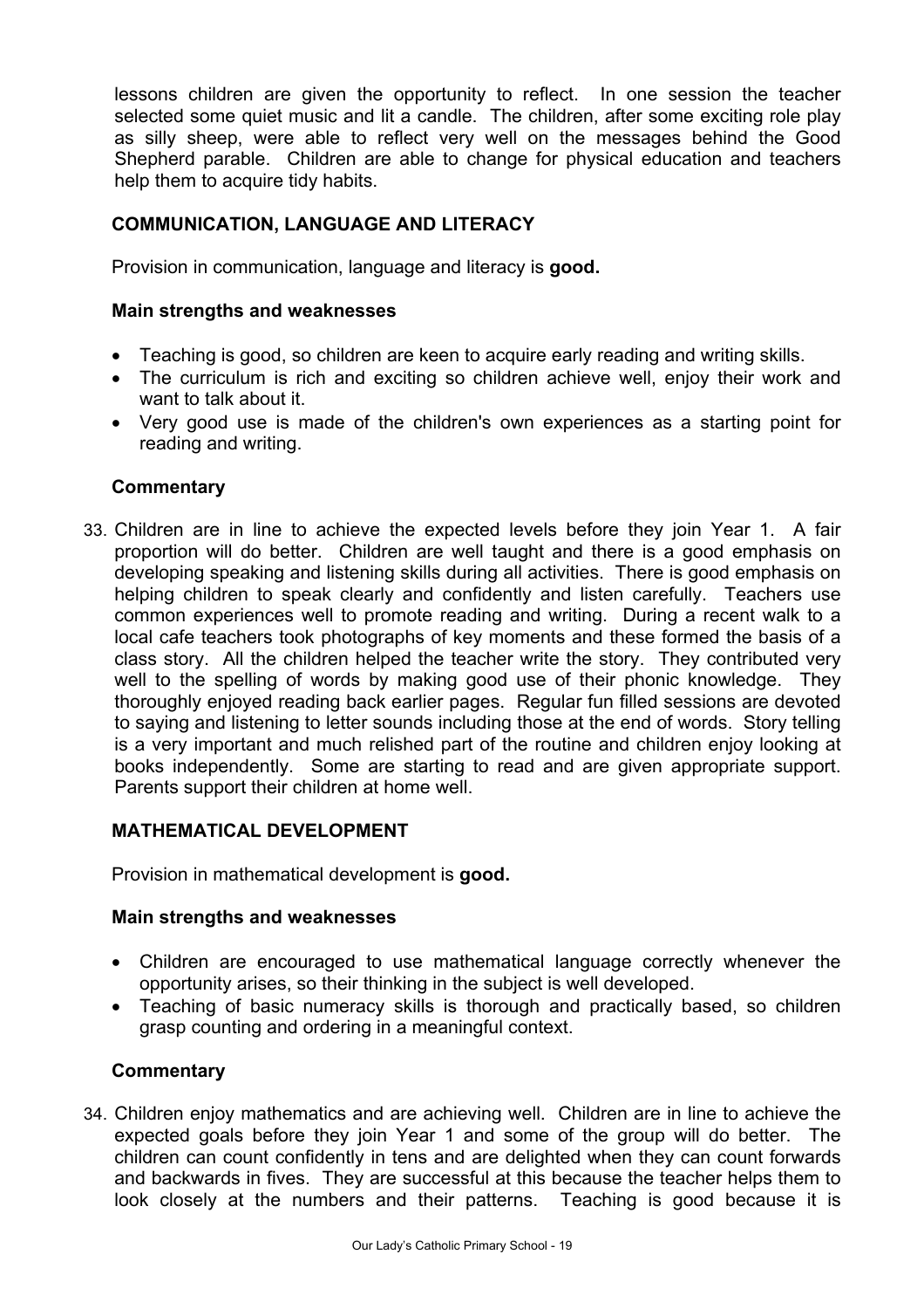lessons children are given the opportunity to reflect. In one session the teacher selected some quiet music and lit a candle. The children, after some exciting role play as silly sheep, were able to reflect very well on the messages behind the Good Shepherd parable. Children are able to change for physical education and teachers help them to acquire tidy habits.

### COMMUNICATION, LANGUAGE AND LITERACY

Provision in communication, language and literacy is **good.**

#### Main strengths and weaknesses

- Teaching is good, so children are keen to acquire early reading and writing skills.
- The curriculum is rich and exciting so children achieve well, enjoy their work and want to talk about it.
- Very good use is made of the children's own experiences as a starting point for reading and writing.

#### Commentary

33. Children are in line to achieve the expected levels before they join Year 1. A fair proportion will do better. Children are well taught and there is a good emphasis on developing speaking and listening skills during all activities. There is good emphasis on helping children to speak clearly and confidently and listen carefully. Teachers use common experiences well to promote reading and writing. During a recent walk to a local cafe teachers took photographs of key moments and these formed the basis of a class story. All the children helped the teacher write the story. They contributed very well to the spelling of words by making good use of their phonic knowledge. They thoroughly enjoyed reading back earlier pages. Regular fun filled sessions are devoted to saying and listening to letter sounds including those at the end of words. Story telling is a very important and much relished part of the routine and children enjoy looking at books independently. Some are starting to read and are given appropriate support. Parents support their children at home well.

### MATHEMATICAL DEVELOPMENT

Provision in mathematical development is **good.**

#### Main strengths and weaknesses

- Children are encouraged to use mathematical language correctly whenever the opportunity arises, so their thinking in the subject is well developed.
- Teaching of basic numeracy skills is thorough and practically based, so children grasp counting and ordering in a meaningful context.

#### Commentary

34. Children enjoy mathematics and are achieving well. Children are in line to achieve the expected goals before they join Year 1 and some of the group will do better. The children can count confidently in tens and are delighted when they can count forwards and backwards in fives. They are successful at this because the teacher helps them to look closely at the numbers and their patterns. Teaching is good because it is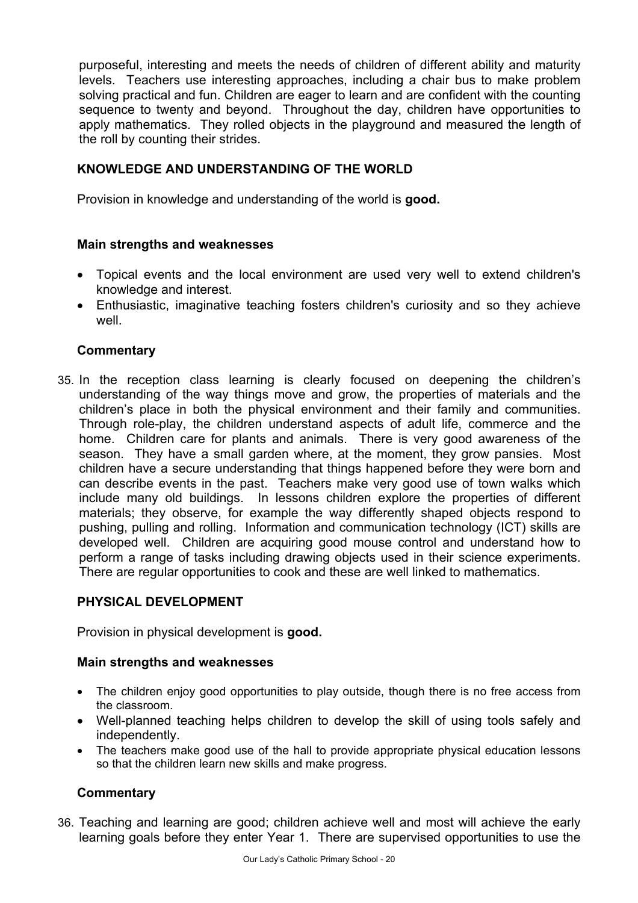purposeful, interesting and meets the needs of children of different ability and maturity levels. Teachers use interesting approaches, including a chair bus to make problem solving practical and fun. Children are eager to learn and are confident with the counting sequence to twenty and beyond. Throughout the day, children have opportunities to apply mathematics. They rolled objects in the playground and measured the length of the roll by counting their strides.

### KNOWLEDGE AND UNDERSTANDING OF THE WORLD

Provision in knowledge and understanding of the world is **good.**

#### Main strengths and weaknesses

- Topical events and the local environment are used very well to extend children's knowledge and interest.
- Enthusiastic, imaginative teaching fosters children's curiosity and so they achieve well.

#### Commentary

35. In the reception class learning is clearly focused on deepening the children's understanding of the way things move and grow, the properties of materials and the children's place in both the physical environment and their family and communities. Through role-play, the children understand aspects of adult life, commerce and the home. Children care for plants and animals. There is very good awareness of the season. They have a small garden where, at the moment, they grow pansies. Most children have a secure understanding that things happened before they were born and can describe events in the past. Teachers make very good use of town walks which include many old buildings. In lessons children explore the properties of different materials; they observe, for example the way differently shaped objects respond to pushing, pulling and rolling. Information and communication technology (ICT) skills are developed well. Children are acquiring good mouse control and understand how to perform a range of tasks including drawing objects used in their science experiments. There are regular opportunities to cook and these are well linked to mathematics.

### PHYSICAL DEVELOPMENT

Provision in physical development is **good.**

#### Main strengths and weaknesses

- The children enjoy good opportunities to play outside, though there is no free access from the classroom.
- Well-planned teaching helps children to develop the skill of using tools safely and independently.
- The teachers make good use of the hall to provide appropriate physical education lessons so that the children learn new skills and make progress.

#### Commentary

36. Teaching and learning are good; children achieve well and most will achieve the early learning goals before they enter Year 1. There are supervised opportunities to use the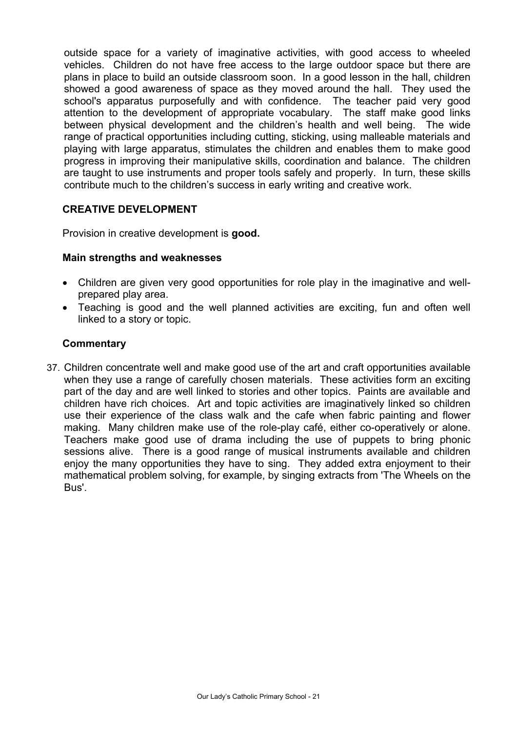outside space for a variety of imaginative activities, with good access to wheeled vehicles. Children do not have free access to the large outdoor space but there are plans in place to build an outside classroom soon. In a good lesson in the hall, children showed a good awareness of space as they moved around the hall. They used the school's apparatus purposefully and with confidence. The teacher paid very good attention to the development of appropriate vocabulary. The staff make good links between physical development and the children's health and well being. The wide range of practical opportunities including cutting, sticking, using malleable materials and playing with large apparatus, stimulates the children and enables them to make good progress in improving their manipulative skills, coordination and balance. The children are taught to use instruments and proper tools safely and properly. In turn, these skills contribute much to the children's success in early writing and creative work.

## CREATIVE DEVELOPMENT

Provision in creative development is **good.**

### Main strengths and weaknesses

- Children are given very good opportunities for role play in the imaginative and well-prepared play area.
- Teaching is good and the well planned activities are exciting, fun and often well linked to a story or topic.

### Commentary

37. Children concentrate well and make good use of the art and craft opportunities available when they use a range of carefully chosen materials. These activities form an exciting part of the day and are well linked to stories and other topics. Paints are available and children have rich choices. Art and topic activities are imaginatively linked so children use their experience of the class walk and the cafe when fabric painting and flower making. Many children make use of the role-play café, either co-operatively or alone. Teachers make good use of drama including the use of puppets to bring phonic sessions alive. There is a good range of musical instruments available and children enjoy the many opportunities they have to sing. They added extra enjoyment to their mathematical problem solving, for example, by singing extracts from 'The Wheels on the Bus'.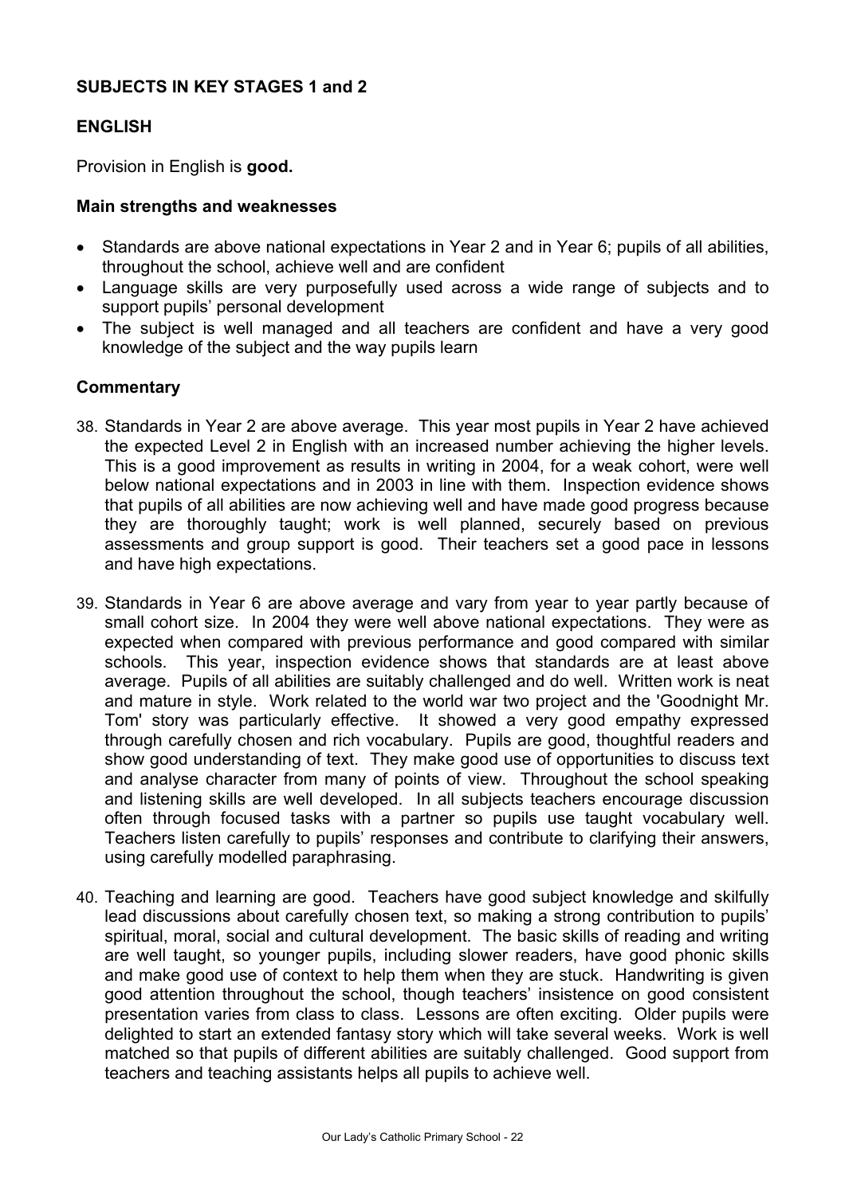## SUBJECTS IN KEY STAGES 1 and 2

### ENGLISH

Provision in English is **good.**

#### Main strengths and weaknesses

- Standards are above national expectations in Year 2 and in Year 6; pupils of all abilities, throughout the school, achieve well and are confident
- Language skills are very purposefully used across a wide range of subjects and to support pupils' personal development
- The subject is well managed and all teachers are confident and have a very good knowledge of the subject and the way pupils learn

#### Commentary

38. Standards in Year 2 are above average. This year most pupils in Year 2 have achieved the expected Level 2 in English with an increased number achieving the higher levels. This is a good improvement as results in writing in 2004, for a weak cohort, were well below national expectations and in 2003 in line with them. Inspection evidence shows that pupils of all abilities are now achieving well and have made good progress because they are thoroughly taught; work is well planned, securely based on previous assessments and group support is good. Their teachers set a good pace in lessons and have high expectations.

39. Standards in Year 6 are above average and vary from year to year partly because of small cohort size. In 2004 they were well above national expectations. They were as expected when compared with previous performance and good compared with similar schools. This year, inspection evidence shows that standards are at least above average. Pupils of all abilities are suitably challenged and do well. Written work is neat and mature in style. Work related to the world war two project and the 'Goodnight Mr. Tom' story was particularly effective. It showed a very good empathy expressed through carefully chosen and rich vocabulary. Pupils are good, thoughtful readers and show good understanding of text. They make good use of opportunities to discuss text and analyse character from many of points of view. Throughout the school speaking and listening skills are well developed. In all subjects teachers encourage discussion often through focused tasks with a partner so pupils use taught vocabulary well. Teachers listen carefully to pupils' responses and contribute to clarifying their answers, using carefully modelled paraphrasing.

40. Teaching and learning are good. Teachers have good subject knowledge and skilfully lead discussions about carefully chosen text, so making a strong contribution to pupils' spiritual, moral, social and cultural development. The basic skills of reading and writing are well taught, so younger pupils, including slower readers, have good phonic skills and make good use of context to help them when they are stuck. Handwriting is given good attention throughout the school, though teachers' insistence on good consistent presentation varies from class to class. Lessons are often exciting. Older pupils were delighted to start an extended fantasy story which will take several weeks. Work is well matched so that pupils of different abilities are suitably challenged. Good support from teachers and teaching assistants helps all pupils to achieve well.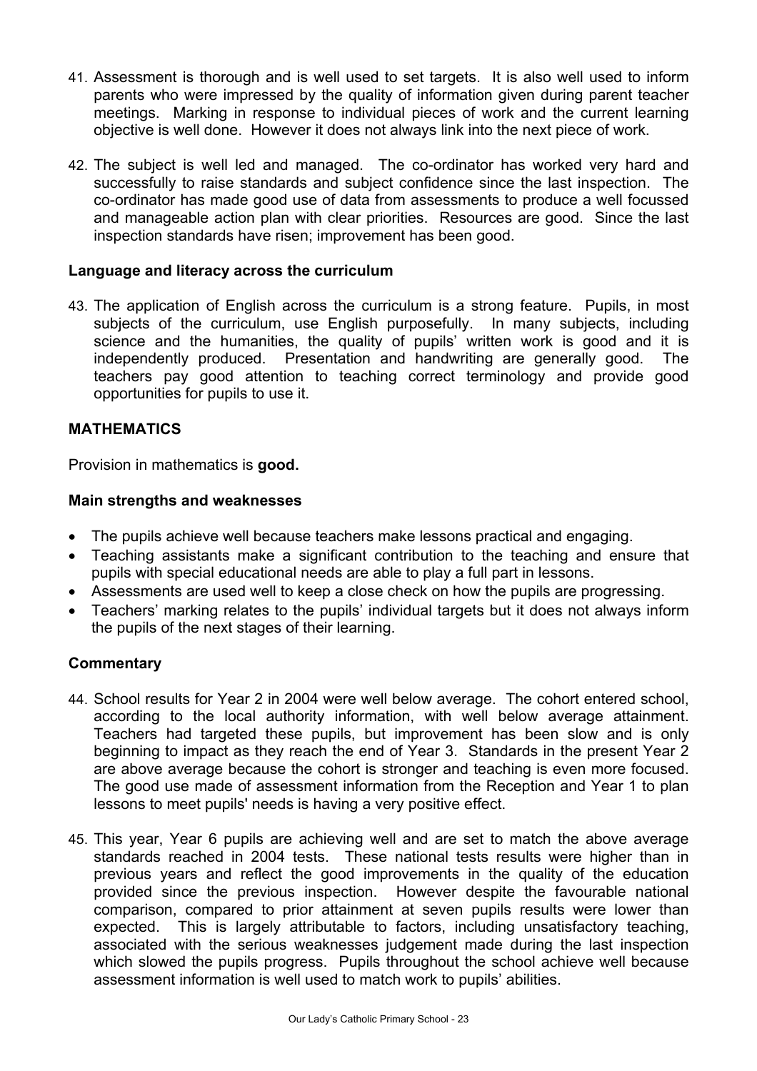41. Assessment is thorough and is well used to set targets. It is also well used to inform parents who were impressed by the quality of information given during parent teacher meetings. Marking in response to individual pieces of work and the current learning objective is well done. However it does not always link into the next piece of work.

42. The subject is well led and managed. The co-ordinator has worked very hard and successfully to raise standards and subject confidence since the last inspection. The co-ordinator has made good use of data from assessments to produce a well focussed and manageable action plan with clear priorities. Resources are good. Since the last inspection standards have risen; improvement has been good.

### Language and literacy across the curriculum

43. The application of English across the curriculum is a strong feature. Pupils, in most subjects of the curriculum, use English purposefully. In many subjects, including science and the humanities, the quality of pupils' written work is good and it is independently produced. Presentation and handwriting are generally good. The teachers pay good attention to teaching correct terminology and provide good opportunities for pupils to use it.

## MATHEMATICS

Provision in mathematics is **good.**

### Main strengths and weaknesses

- The pupils achieve well because teachers make lessons practical and engaging.
- Teaching assistants make a significant contribution to the teaching and ensure that pupils with special educational needs are able to play a full part in lessons.
- Assessments are used well to keep a close check on how the pupils are progressing.
- Teachers' marking relates to the pupils' individual targets but it does not always inform the pupils of the next stages of their learning.

### Commentary

44. School results for Year 2 in 2004 were well below average. The cohort entered school, according to the local authority information, with well below average attainment. Teachers had targeted these pupils, but improvement has been slow and is only beginning to impact as they reach the end of Year 3. Standards in the present Year 2 are above average because the cohort is stronger and teaching is even more focused. The good use made of assessment information from the Reception and Year 1 to plan lessons to meet pupils' needs is having a very positive effect.

45. This year, Year 6 pupils are achieving well and are set to match the above average standards reached in 2004 tests. These national tests results were higher than in previous years and reflect the good improvements in the quality of the education provided since the previous inspection. However despite the favourable national comparison, compared to prior attainment at seven pupils results were lower than expected. This is largely attributable to factors, including unsatisfactory teaching, associated with the serious weaknesses judgement made during the last inspection which slowed the pupils progress. Pupils throughout the school achieve well because assessment information is well used to match work to pupils' abilities.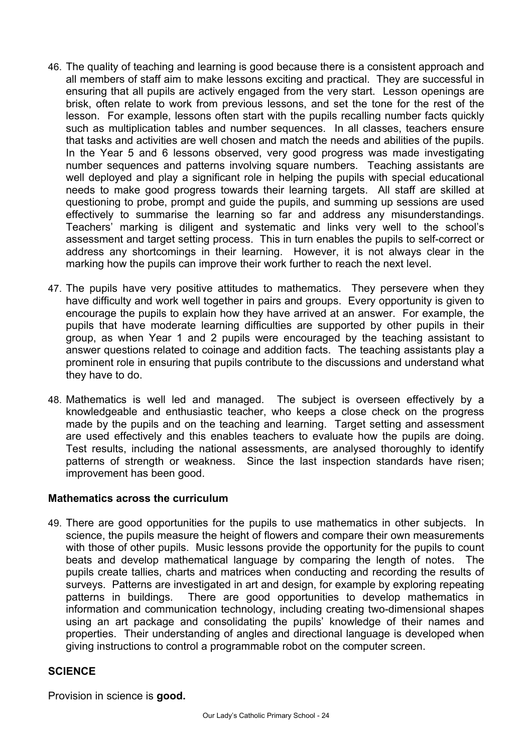46. The quality of teaching and learning is good because there is a consistent approach and all members of staff aim to make lessons exciting and practical. They are successful in ensuring that all pupils are actively engaged from the very start. Lesson openings are brisk, often relate to work from previous lessons, and set the tone for the rest of the lesson. For example, lessons often start with the pupils recalling number facts quickly such as multiplication tables and number sequences. In all classes, teachers ensure that tasks and activities are well chosen and match the needs and abilities of the pupils. In the Year 5 and 6 lessons observed, very good progress was made investigating number sequences and patterns involving square numbers. Teaching assistants are well deployed and play a significant role in helping the pupils with special educational needs to make good progress towards their learning targets. All staff are skilled at questioning to probe, prompt and guide the pupils, and summing up sessions are used effectively to summarise the learning so far and address any misunderstandings. Teachers' marking is diligent and systematic and links very well to the school's assessment and target setting process. This in turn enables the pupils to self-correct or address any shortcomings in their learning. However, it is not always clear in the marking how the pupils can improve their work further to reach the next level.

47. The pupils have very positive attitudes to mathematics. They persevere when they have difficulty and work well together in pairs and groups. Every opportunity is given to encourage the pupils to explain how they have arrived at an answer. For example, the pupils that have moderate learning difficulties are supported by other pupils in their group, as when Year 1 and 2 pupils were encouraged by the teaching assistant to answer questions related to coinage and addition facts. The teaching assistants play a prominent role in ensuring that pupils contribute to the discussions and understand what they have to do.

48. Mathematics is well led and managed. The subject is overseen effectively by a knowledgeable and enthusiastic teacher, who keeps a close check on the progress made by the pupils and on the teaching and learning. Target setting and assessment are used effectively and this enables teachers to evaluate how the pupils are doing. Test results, including the national assessments, are analysed thoroughly to identify patterns of strength or weakness. Since the last inspection standards have risen; improvement has been good.

### Mathematics across the curriculum

49. There are good opportunities for the pupils to use mathematics in other subjects. In science, the pupils measure the height of flowers and compare their own measurements with those of other pupils. Music lessons provide the opportunity for the pupils to count beats and develop mathematical language by comparing the length of notes. The pupils create tallies, charts and matrices when conducting and recording the results of surveys. Patterns are investigated in art and design, for example by exploring repeating patterns in buildings. There are good opportunities to develop mathematics in information and communication technology, including creating two-dimensional shapes using an art package and consolidating the pupils' knowledge of their names and properties. Their understanding of angles and directional language is developed when giving instructions to control a programmable robot on the computer screen.

## SCIENCE

Provision in science is **good.**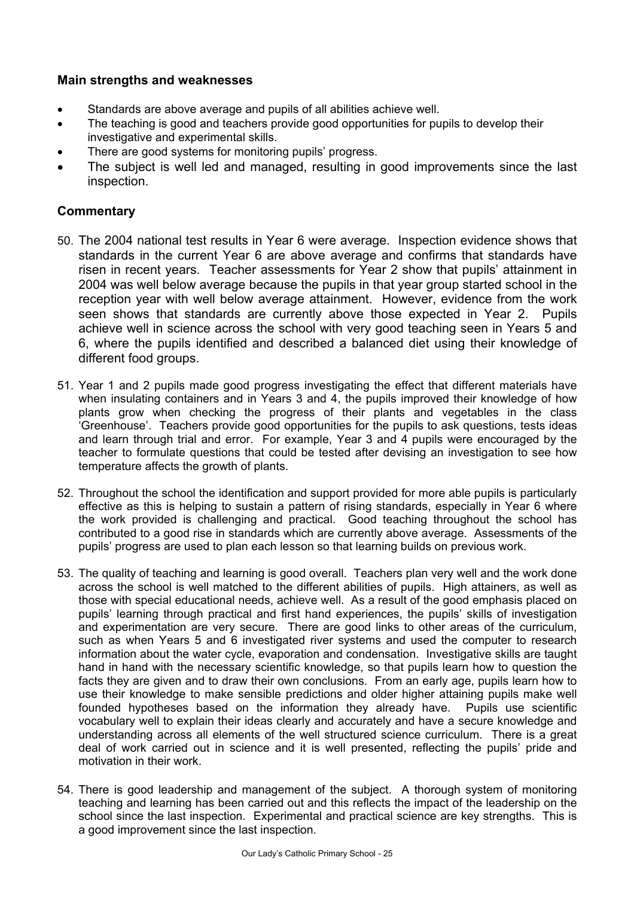### Main strengths and weaknesses

- Standards are above average and pupils of all abilities achieve well.
- The teaching is good and teachers provide good opportunities for pupils to develop their investigative and experimental skills.
- There are good systems for monitoring pupils' progress.
- The subject is well led and managed, resulting in good improvements since the last inspection.

### Commentary

50. The 2004 national test results in Year 6 were average. Inspection evidence shows that standards in the current Year 6 are above average and confirms that standards have risen in recent years. Teacher assessments for Year 2 show that pupils' attainment in 2004 was well below average because the pupils in that year group started school in the reception year with well below average attainment. However, evidence from the work seen shows that standards are currently above those expected in Year 2. Pupils achieve well in science across the school with very good teaching seen in Years 5 and 6, where the pupils identified and described a balanced diet using their knowledge of different food groups.

51. Year 1 and 2 pupils made good progress investigating the effect that different materials have when insulating containers and in Years 3 and 4, the pupils improved their knowledge of how plants grow when checking the progress of their plants and vegetables in the class 'Greenhouse'. Teachers provide good opportunities for the pupils to ask questions, tests ideas and learn through trial and error. For example, Year 3 and 4 pupils were encouraged by the teacher to formulate questions that could be tested after devising an investigation to see how temperature affects the growth of plants.

52. Throughout the school the identification and support provided for more able pupils is particularly effective as this is helping to sustain a pattern of rising standards, especially in Year 6 where the work provided is challenging and practical. Good teaching throughout the school has contributed to a good rise in standards which are currently above average. Assessments of the pupils' progress are used to plan each lesson so that learning builds on previous work.

53. The quality of teaching and learning is good overall. Teachers plan very well and the work done across the school is well matched to the different abilities of pupils. High attainers, as well as those with special educational needs, achieve well. As a result of the good emphasis placed on pupils' learning through practical and first hand experiences, the pupils' skills of investigation and experimentation are very secure. There are good links to other areas of the curriculum, such as when Years 5 and 6 investigated river systems and used the computer to research information about the water cycle, evaporation and condensation. Investigative skills are taught hand in hand with the necessary scientific knowledge, so that pupils learn how to question the facts they are given and to draw their own conclusions. From an early age, pupils learn how to use their knowledge to make sensible predictions and older higher attaining pupils make well founded hypotheses based on the information they already have. Pupils use scientific vocabulary well to explain their ideas clearly and accurately and have a secure knowledge and understanding across all elements of the well structured science curriculum. There is a great deal of work carried out in science and it is well presented, reflecting the pupils' pride and motivation in their work.

54. There is good leadership and management of the subject. A thorough system of monitoring teaching and learning has been carried out and this reflects the impact of the leadership on the school since the last inspection. Experimental and practical science are key strengths. This is a good improvement since the last inspection.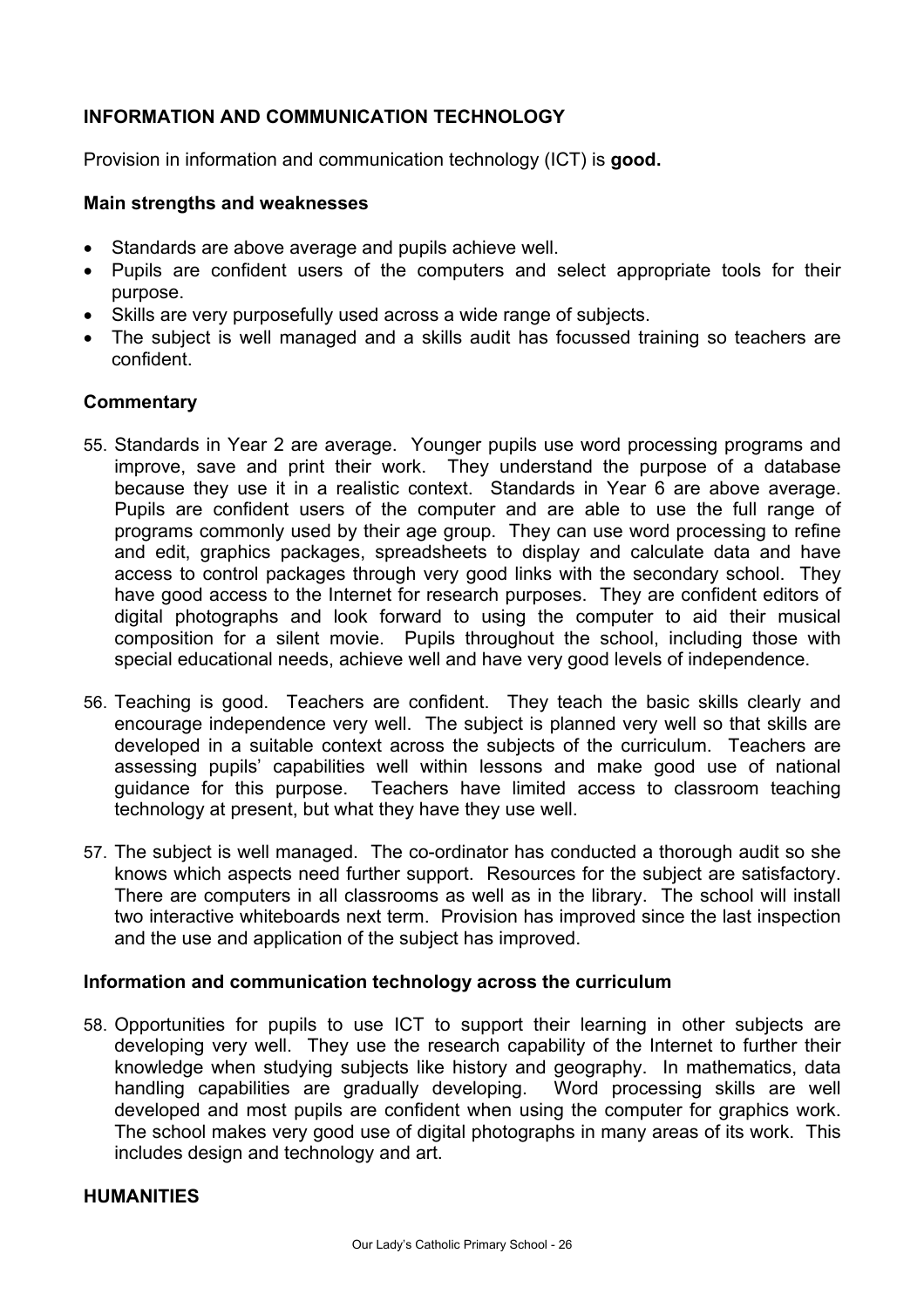## INFORMATION AND COMMUNICATION TECHNOLOGY

Provision in information and communication technology (ICT) is **good.**

### Main strengths and weaknesses

- Standards are above average and pupils achieve well.
- Pupils are confident users of the computers and select appropriate tools for their purpose.
- Skills are very purposefully used across a wide range of subjects.
- The subject is well managed and a skills audit has focussed training so teachers are confident.

### Commentary

55. Standards in Year 2 are average. Younger pupils use word processing programs and improve, save and print their work. They understand the purpose of a database because they use it in a realistic context. Standards in Year 6 are above average. Pupils are confident users of the computer and are able to use the full range of programs commonly used by their age group. They can use word processing to refine and edit, graphics packages, spreadsheets to display and calculate data and have access to control packages through very good links with the secondary school. They have good access to the Internet for research purposes. They are confident editors of digital photographs and look forward to using the computer to aid their musical composition for a silent movie. Pupils throughout the school, including those with special educational needs, achieve well and have very good levels of independence.

56. Teaching is good. Teachers are confident. They teach the basic skills clearly and encourage independence very well. The subject is planned very well so that skills are developed in a suitable context across the subjects of the curriculum. Teachers are assessing pupils' capabilities well within lessons and make good use of national guidance for this purpose. Teachers have limited access to classroom teaching technology at present, but what they have they use well.

57. The subject is well managed. The co-ordinator has conducted a thorough audit so she knows which aspects need further support. Resources for the subject are satisfactory. There are computers in all classrooms as well as in the library. The school will install two interactive whiteboards next term. Provision has improved since the last inspection and the use and application of the subject has improved.

### Information and communication technology across the curriculum

58. Opportunities for pupils to use ICT to support their learning in other subjects are developing very well. They use the research capability of the Internet to further their knowledge when studying subjects like history and geography. In mathematics, data handling capabilities are gradually developing. Word processing skills are well developed and most pupils are confident when using the computer for graphics work. The school makes very good use of digital photographs in many areas of its work. This includes design and technology and art.

## HUMANITIES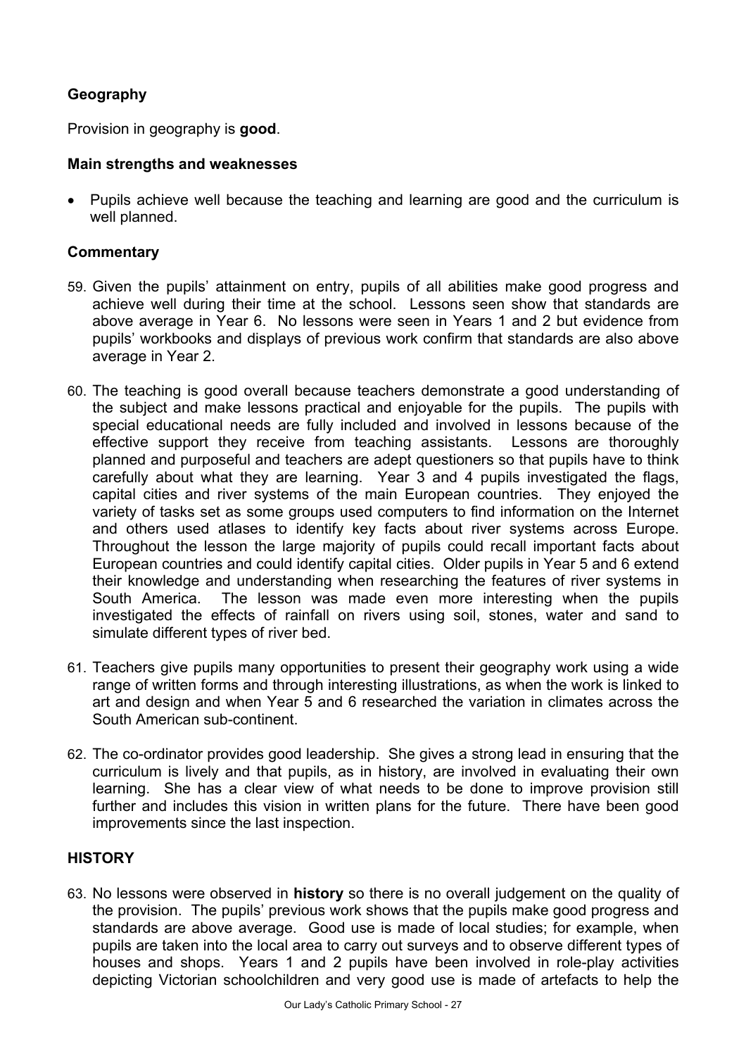### Geography

Provision in geography is **good**.

#### Main strengths and weaknesses

- Pupils achieve well because the teaching and learning are good and the curriculum is well planned.

#### Commentary

59. Given the pupils' attainment on entry, pupils of all abilities make good progress and achieve well during their time at the school. Lessons seen show that standards are above average in Year 6. No lessons were seen in Years 1 and 2 but evidence from pupils' workbooks and displays of previous work confirm that standards are also above average in Year 2.

60. The teaching is good overall because teachers demonstrate a good understanding of the subject and make lessons practical and enjoyable for the pupils. The pupils with special educational needs are fully included and involved in lessons because of the effective support they receive from teaching assistants. Lessons are thoroughly planned and purposeful and teachers are adept questioners so that pupils have to think carefully about what they are learning. Year 3 and 4 pupils investigated the flags, capital cities and river systems of the main European countries. They enjoyed the variety of tasks set as some groups used computers to find information on the Internet and others used atlases to identify key facts about river systems across Europe. Throughout the lesson the large majority of pupils could recall important facts about European countries and could identify capital cities. Older pupils in Year 5 and 6 extend their knowledge and understanding when researching the features of river systems in South America. The lesson was made even more interesting when the pupils investigated the effects of rainfall on rivers using soil, stones, water and sand to simulate different types of river bed.

61. Teachers give pupils many opportunities to present their geography work using a wide range of written forms and through interesting illustrations, as when the work is linked to art and design and when Year 5 and 6 researched the variation in climates across the South American sub-continent.

62. The co-ordinator provides good leadership. She gives a strong lead in ensuring that the curriculum is lively and that pupils, as in history, are involved in evaluating their own learning. She has a clear view of what needs to be done to improve provision still further and includes this vision in written plans for the future. There have been good improvements since the last inspection.

### HISTORY

63. No lessons were observed in **history** so there is no overall judgement on the quality of the provision. The pupils' previous work shows that the pupils make good progress and standards are above average. Good use is made of local studies; for example, when pupils are taken into the local area to carry out surveys and to observe different types of houses and shops. Years 1 and 2 pupils have been involved in role-play activities depicting Victorian schoolchildren and very good use is made of artefacts to help the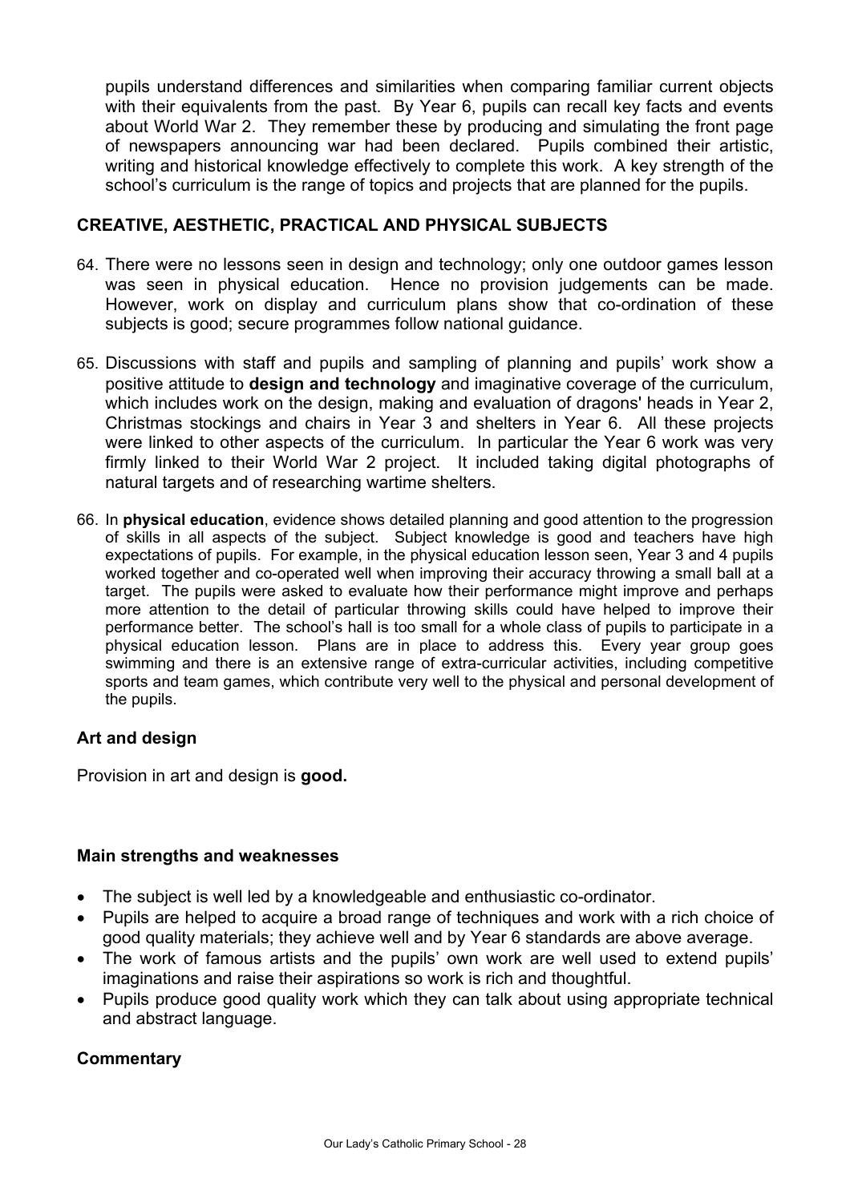pupils understand differences and similarities when comparing familiar current objects with their equivalents from the past. By Year 6, pupils can recall key facts and events about World War 2. They remember these by producing and simulating the front page of newspapers announcing war had been declared. Pupils combined their artistic, writing and historical knowledge effectively to complete this work. A key strength of the school's curriculum is the range of topics and projects that are planned for the pupils.

## CREATIVE, AESTHETIC, PRACTICAL AND PHYSICAL SUBJECTS

64. There were no lessons seen in design and technology; only one outdoor games lesson was seen in physical education. Hence no provision judgements can be made. However, work on display and curriculum plans show that co-ordination of these subjects is good; secure programmes follow national guidance.

65. Discussions with staff and pupils and sampling of planning and pupils' work show a positive attitude to **design and technology** and imaginative coverage of the curriculum, which includes work on the design, making and evaluation of dragons' heads in Year 2, Christmas stockings and chairs in Year 3 and shelters in Year 6. All these projects were linked to other aspects of the curriculum. In particular the Year 6 work was very firmly linked to their World War 2 project. It included taking digital photographs of natural targets and of researching wartime shelters.

66. In **physical education**, evidence shows detailed planning and good attention to the progression of skills in all aspects of the subject. Subject knowledge is good and teachers have high expectations of pupils. For example, in the physical education lesson seen, Year 3 and 4 pupils worked together and co-operated well when improving their accuracy throwing a small ball at a target. The pupils were asked to evaluate how their performance might improve and perhaps more attention to the detail of particular throwing skills could have helped to improve their performance better. The school's hall is too small for a whole class of pupils to participate in a physical education lesson. Plans are in place to address this. Every year group goes swimming and there is an extensive range of extra-curricular activities, including competitive sports and team games, which contribute very well to the physical and personal development of the pupils.

### Art and design

Provision in art and design is **good.**

### Main strengths and weaknesses

- The subject is well led by a knowledgeable and enthusiastic co-ordinator.
- Pupils are helped to acquire a broad range of techniques and work with a rich choice of good quality materials; they achieve well and by Year 6 standards are above average.
- The work of famous artists and the pupils' own work are well used to extend pupils' imaginations and raise their aspirations so work is rich and thoughtful.
- Pupils produce good quality work which they can talk about using appropriate technical and abstract language.

### Commentary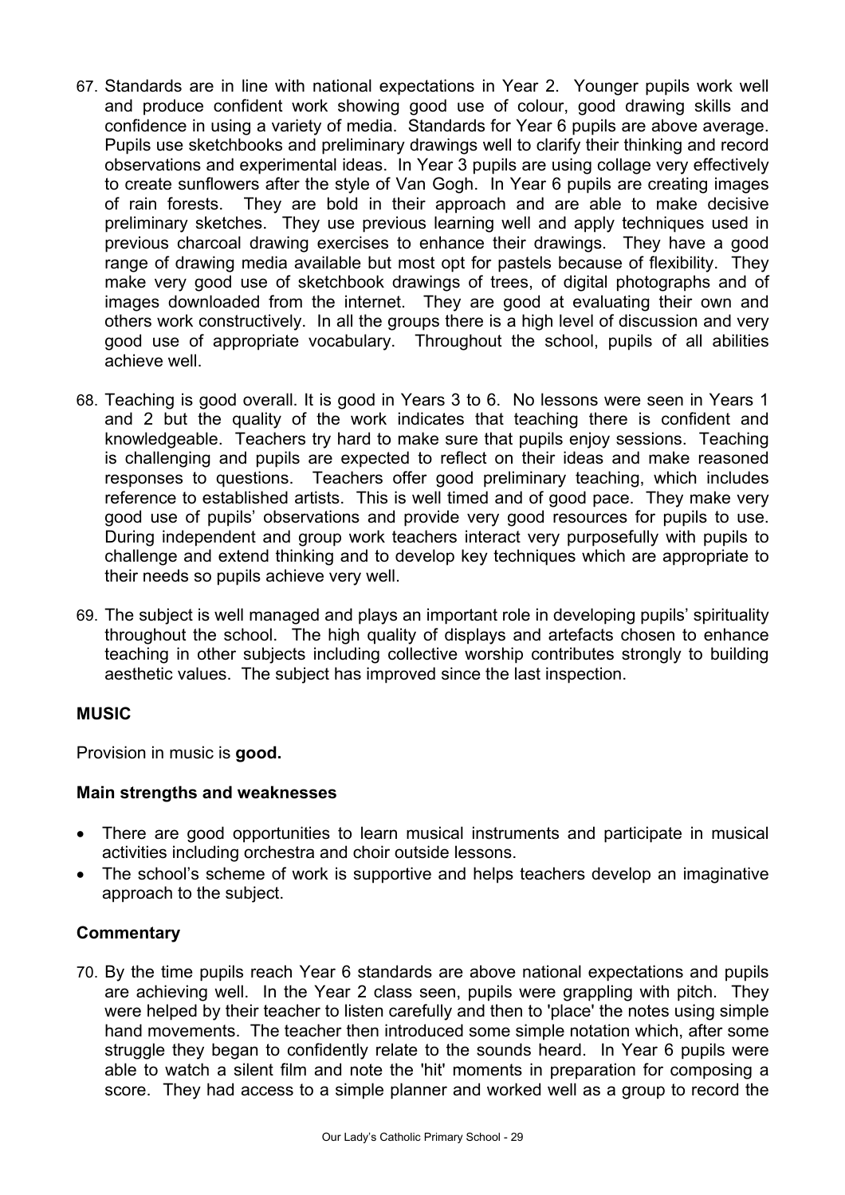67. Standards are in line with national expectations in Year 2. Younger pupils work well and produce confident work showing good use of colour, good drawing skills and confidence in using a variety of media. Standards for Year 6 pupils are above average. Pupils use sketchbooks and preliminary drawings well to clarify their thinking and record observations and experimental ideas. In Year 3 pupils are using collage very effectively to create sunflowers after the style of Van Gogh. In Year 6 pupils are creating images of rain forests. They are bold in their approach and are able to make decisive preliminary sketches. They use previous learning well and apply techniques used in previous charcoal drawing exercises to enhance their drawings. They have a good range of drawing media available but most opt for pastels because of flexibility. They make very good use of sketchbook drawings of trees, of digital photographs and of images downloaded from the internet. They are good at evaluating their own and others work constructively. In all the groups there is a high level of discussion and very good use of appropriate vocabulary. Throughout the school, pupils of all abilities achieve well.

68. Teaching is good overall. It is good in Years 3 to 6. No lessons were seen in Years 1 and 2 but the quality of the work indicates that teaching there is confident and knowledgeable. Teachers try hard to make sure that pupils enjoy sessions. Teaching is challenging and pupils are expected to reflect on their ideas and make reasoned responses to questions. Teachers offer good preliminary teaching, which includes reference to established artists. This is well timed and of good pace. They make very good use of pupils' observations and provide very good resources for pupils to use. During independent and group work teachers interact very purposefully with pupils to challenge and extend thinking and to develop key techniques which are appropriate to their needs so pupils achieve very well.

69. The subject is well managed and plays an important role in developing pupils' spirituality throughout the school. The high quality of displays and artefacts chosen to enhance teaching in other subjects including collective worship contributes strongly to building aesthetic values. The subject has improved since the last inspection.

## MUSIC

Provision in music is **good.**

### Main strengths and weaknesses

- There are good opportunities to learn musical instruments and participate in musical activities including orchestra and choir outside lessons.
- The school's scheme of work is supportive and helps teachers develop an imaginative approach to the subject.

### Commentary

70. By the time pupils reach Year 6 standards are above national expectations and pupils are achieving well. In the Year 2 class seen, pupils were grappling with pitch. They were helped by their teacher to listen carefully and then to 'place' the notes using simple hand movements. The teacher then introduced some simple notation which, after some struggle they began to confidently relate to the sounds heard. In Year 6 pupils were able to watch a silent film and note the 'hit' moments in preparation for composing a score. They had access to a simple planner and worked well as a group to record the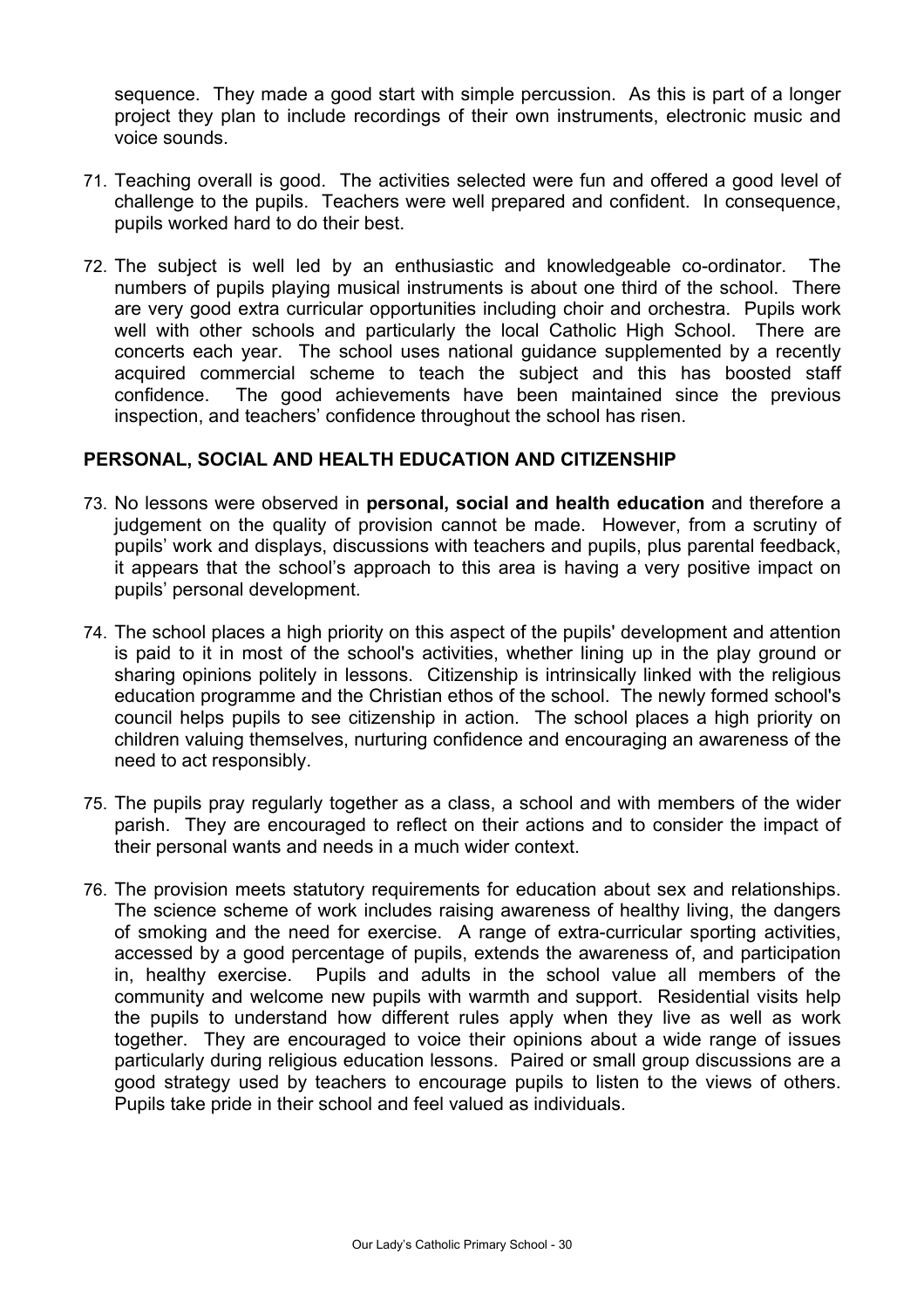sequence. They made a good start with simple percussion. As this is part of a longer project they plan to include recordings of their own instruments, electronic music and voice sounds.

71. Teaching overall is good. The activities selected were fun and offered a good level of challenge to the pupils. Teachers were well prepared and confident. In consequence, pupils worked hard to do their best.

72. The subject is well led by an enthusiastic and knowledgeable co-ordinator. The numbers of pupils playing musical instruments is about one third of the school. There are very good extra curricular opportunities including choir and orchestra. Pupils work well with other schools and particularly the local Catholic High School. There are concerts each year. The school uses national guidance supplemented by a recently acquired commercial scheme to teach the subject and this has boosted staff confidence. The good achievements have been maintained since the previous inspection, and teachers' confidence throughout the school has risen.

## PERSONAL, SOCIAL AND HEALTH EDUCATION AND CITIZENSHIP

73. No lessons were observed in **personal, social and health education** and therefore a judgement on the quality of provision cannot be made. However, from a scrutiny of pupils' work and displays, discussions with teachers and pupils, plus parental feedback, it appears that the school's approach to this area is having a very positive impact on pupils' personal development.

74. The school places a high priority on this aspect of the pupils' development and attention is paid to it in most of the school's activities, whether lining up in the play ground or sharing opinions politely in lessons. Citizenship is intrinsically linked with the religious education programme and the Christian ethos of the school. The newly formed school's council helps pupils to see citizenship in action. The school places a high priority on children valuing themselves, nurturing confidence and encouraging an awareness of the need to act responsibly.

75. The pupils pray regularly together as a class, a school and with members of the wider parish. They are encouraged to reflect on their actions and to consider the impact of their personal wants and needs in a much wider context.

76. The provision meets statutory requirements for education about sex and relationships. The science scheme of work includes raising awareness of healthy living, the dangers of smoking and the need for exercise. A range of extra-curricular sporting activities, accessed by a good percentage of pupils, extends the awareness of, and participation in, healthy exercise. Pupils and adults in the school value all members of the community and welcome new pupils with warmth and support. Residential visits help the pupils to understand how different rules apply when they live as well as work together. They are encouraged to voice their opinions about a wide range of issues particularly during religious education lessons. Paired or small group discussions are a good strategy used by teachers to encourage pupils to listen to the views of others. Pupils take pride in their school and feel valued as individuals.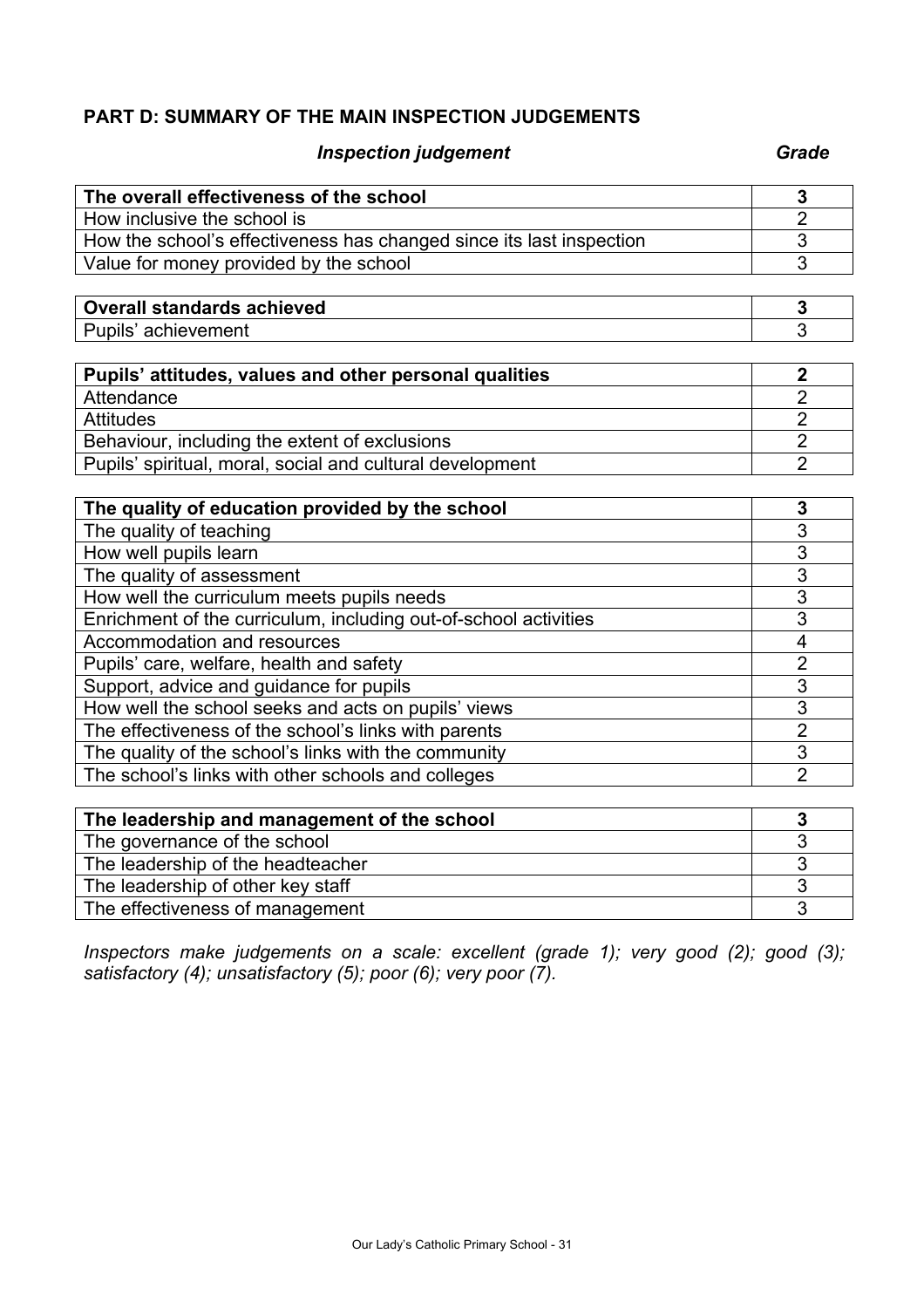## PART D: SUMMARY OF THE MAIN INSPECTION JUDGEMENTS

| *Inspection judgement* | *Grade* |
|---|---|
| **The overall effectiveness of the school** | **3** |
| How inclusive the school is | 2 |
| How the school's effectiveness has changed since its last inspection | 3 |
| Value for money provided by the school | 3 |
| | |
| **Overall standards achieved** | **3** |
| Pupils' achievement | 3 |
| | |
| **Pupils' attitudes, values and other personal qualities** | **2** |
| Attendance | 2 |
| Attitudes | 2 |
| Behaviour, including the extent of exclusions | 2 |
| Pupils' spiritual, moral, social and cultural development | 2 |
| | |
| **The quality of education provided by the school** | **3** |
| The quality of teaching | 3 |
| How well pupils learn | 3 |
| The quality of assessment | 3 |
| How well the curriculum meets pupils needs | 3 |
| Enrichment of the curriculum, including out-of-school activities | 3 |
| Accommodation and resources | 4 |
| Pupils' care, welfare, health and safety | 2 |
| Support, advice and guidance for pupils | 3 |
| How well the school seeks and acts on pupils' views | 3 |
| The effectiveness of the school's links with parents | 2 |
| The quality of the school's links with the community | 3 |
| The school's links with other schools and colleges | 2 |
| | |
| **The leadership and management of the school** | **3** |
| The governance of the school | 3 |
| The leadership of the headteacher | 3 |
| The leadership of other key staff | 3 |
| The effectiveness of management | 3 |

*Inspectors make judgements on a scale: excellent (grade 1); very good (2); good (3); satisfactory (4); unsatisfactory (5); poor (6); very poor (7).*